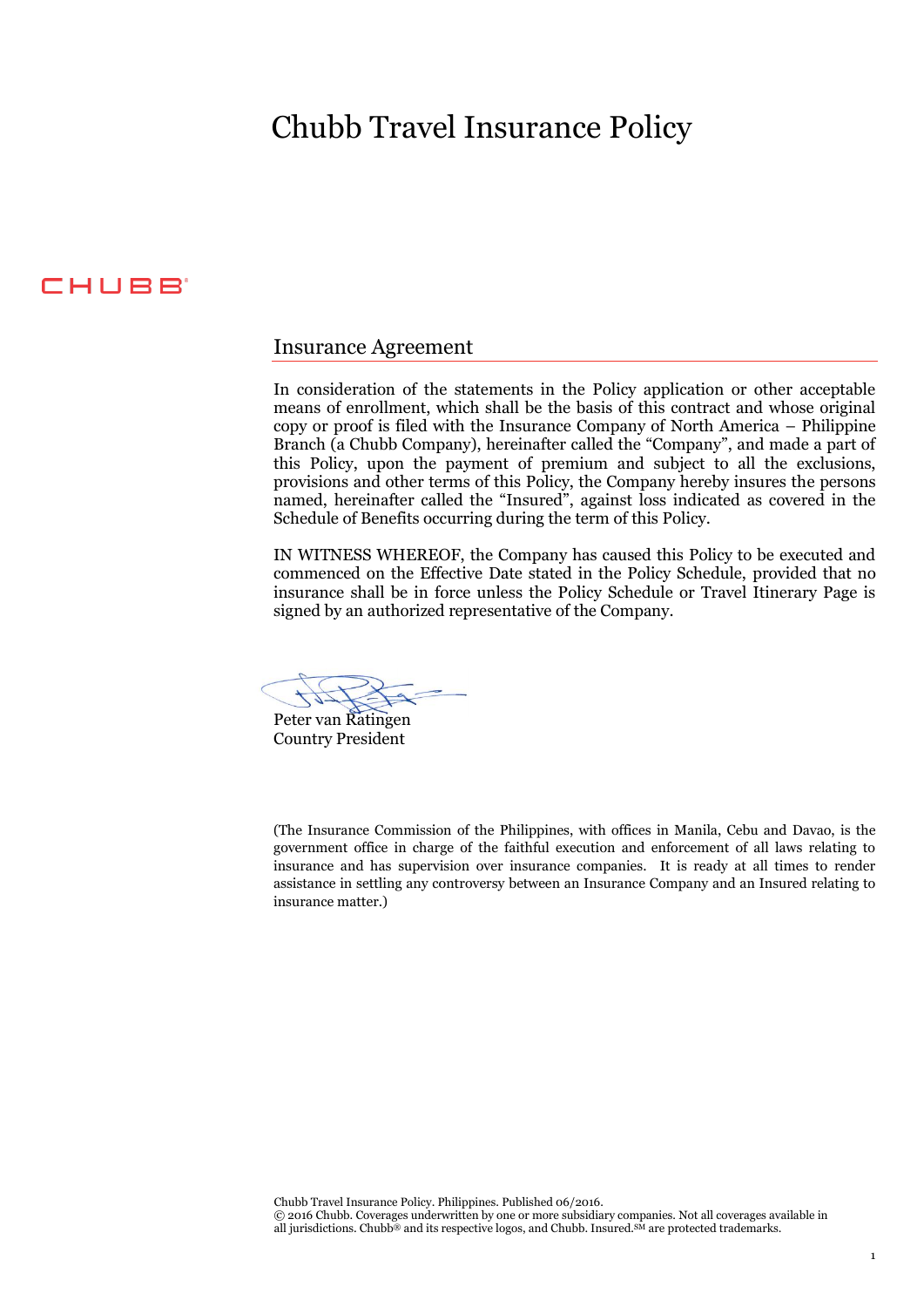# Chubb Travel Insurance Policy

CHUBB®

## Insurance Agreement

In consideration of the statements in the Policy application or other acceptable means of enrollment, which shall be the basis of this contract and whose original copy or proof is filed with the Insurance Company of North America – Philippine Branch (a Chubb Company), hereinafter called the "Company", and made a part of this Policy, upon the payment of premium and subject to all the exclusions, provisions and other terms of this Policy, the Company hereby insures the persons named, hereinafter called the "Insured", against loss indicated as covered in the Schedule of Benefits occurring during the term of this Policy.

IN WITNESS WHEREOF, the Company has caused this Policy to be executed and commenced on the Effective Date stated in the Policy Schedule, provided that no insurance shall be in force unless the Policy Schedule or Travel Itinerary Page is signed by an authorized representative of the Company.

Peter van Ratingen
Country President

(The Insurance Commission of the Philippines, with offices in Manila, Cebu and Davao, is the government office in charge of the faithful execution and enforcement of all laws relating to insurance and has supervision over insurance companies. It is ready at all times to render assistance in settling any controversy between an Insurance Company and an Insured relating to insurance matter.)

Chubb Travel Insurance Policy. Philippines. Published 06/2016.
© 2016 Chubb. Coverages underwritten by one or more subsidiary companies. Not all coverages available in all jurisdictions. Chubb® and its respective logos, and Chubb. Insured.SM are protected trademarks.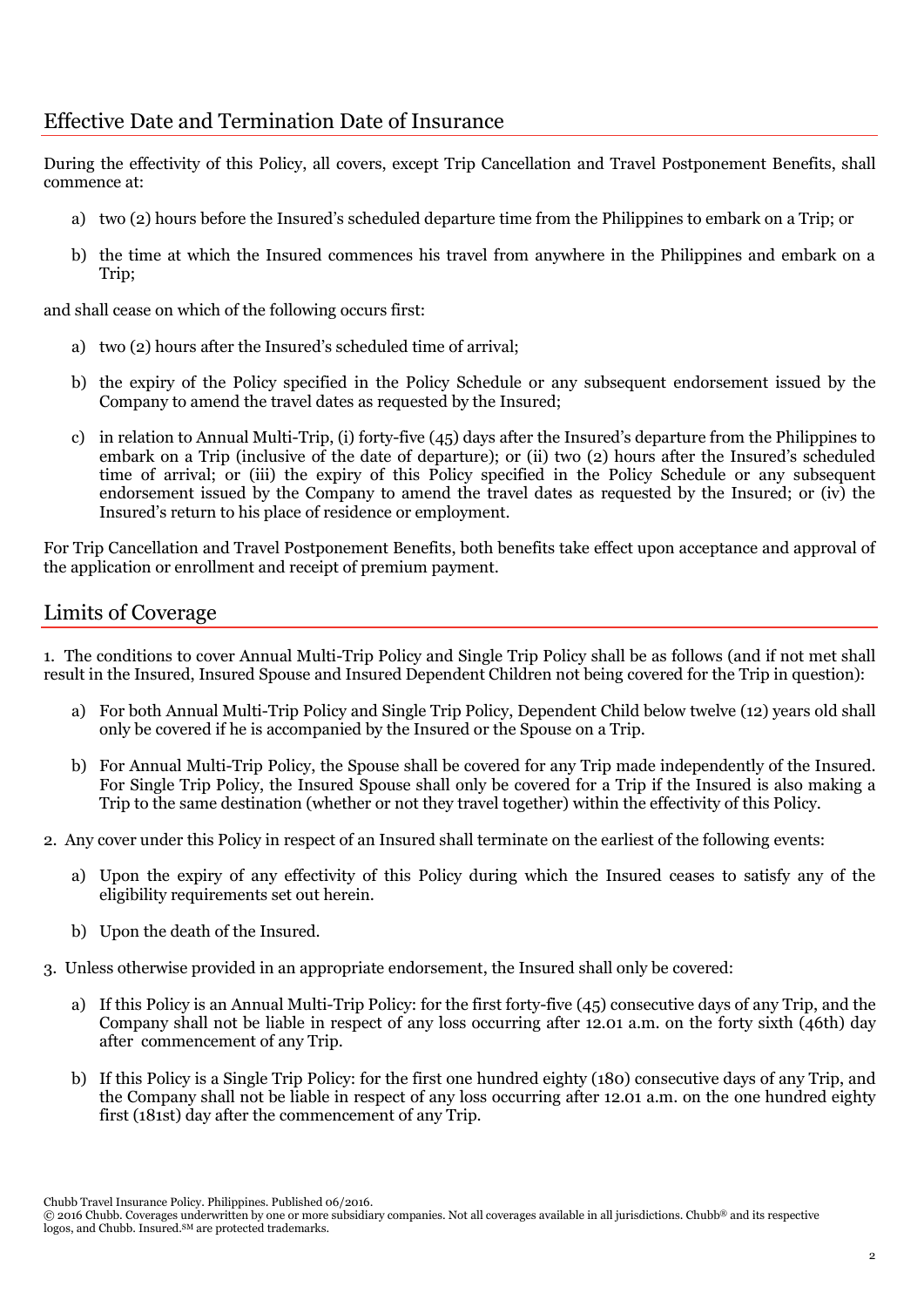## Effective Date and Termination Date of Insurance

During the effectivity of this Policy, all covers, except Trip Cancellation and Travel Postponement Benefits, shall commence at:

a) two (2) hours before the Insured's scheduled departure time from the Philippines to embark on a Trip; or

b) the time at which the Insured commences his travel from anywhere in the Philippines and embark on a Trip;

and shall cease on which of the following occurs first:

a) two (2) hours after the Insured's scheduled time of arrival;

b) the expiry of the Policy specified in the Policy Schedule or any subsequent endorsement issued by the Company to amend the travel dates as requested by the Insured;

c) in relation to Annual Multi-Trip, (i) forty-five (45) days after the Insured's departure from the Philippines to embark on a Trip (inclusive of the date of departure); or (ii) two (2) hours after the Insured's scheduled time of arrival; or (iii) the expiry of this Policy specified in the Policy Schedule or any subsequent endorsement issued by the Company to amend the travel dates as requested by the Insured; or (iv) the Insured's return to his place of residence or employment.

For Trip Cancellation and Travel Postponement Benefits, both benefits take effect upon acceptance and approval of the application or enrollment and receipt of premium payment.

## Limits of Coverage

1. The conditions to cover Annual Multi-Trip Policy and Single Trip Policy shall be as follows (and if not met shall result in the Insured, Insured Spouse and Insured Dependent Children not being covered for the Trip in question):

   a) For both Annual Multi-Trip Policy and Single Trip Policy, Dependent Child below twelve (12) years old shall only be covered if he is accompanied by the Insured or the Spouse on a Trip.

   b) For Annual Multi-Trip Policy, the Spouse shall be covered for any Trip made independently of the Insured. For Single Trip Policy, the Insured Spouse shall only be covered for a Trip if the Insured is also making a Trip to the same destination (whether or not they travel together) within the effectivity of this Policy.

2. Any cover under this Policy in respect of an Insured shall terminate on the earliest of the following events:

   a) Upon the expiry of any effectivity of this Policy during which the Insured ceases to satisfy any of the eligibility requirements set out herein.

   b) Upon the death of the Insured.

3. Unless otherwise provided in an appropriate endorsement, the Insured shall only be covered:

   a) If this Policy is an Annual Multi-Trip Policy: for the first forty-five (45) consecutive days of any Trip, and the Company shall not be liable in respect of any loss occurring after 12.01 a.m. on the forty sixth (46th) day after commencement of any Trip.

   b) If this Policy is a Single Trip Policy: for the first one hundred eighty (180) consecutive days of any Trip, and the Company shall not be liable in respect of any loss occurring after 12.01 a.m. on the one hundred eighty first (181st) day after the commencement of any Trip.

Chubb Travel Insurance Policy. Philippines. Published 06/2016.
© 2016 Chubb. Coverages underwritten by one or more subsidiary companies. Not all coverages available in all jurisdictions. Chubb® and its respective logos, and Chubb. Insured.SM are protected trademarks.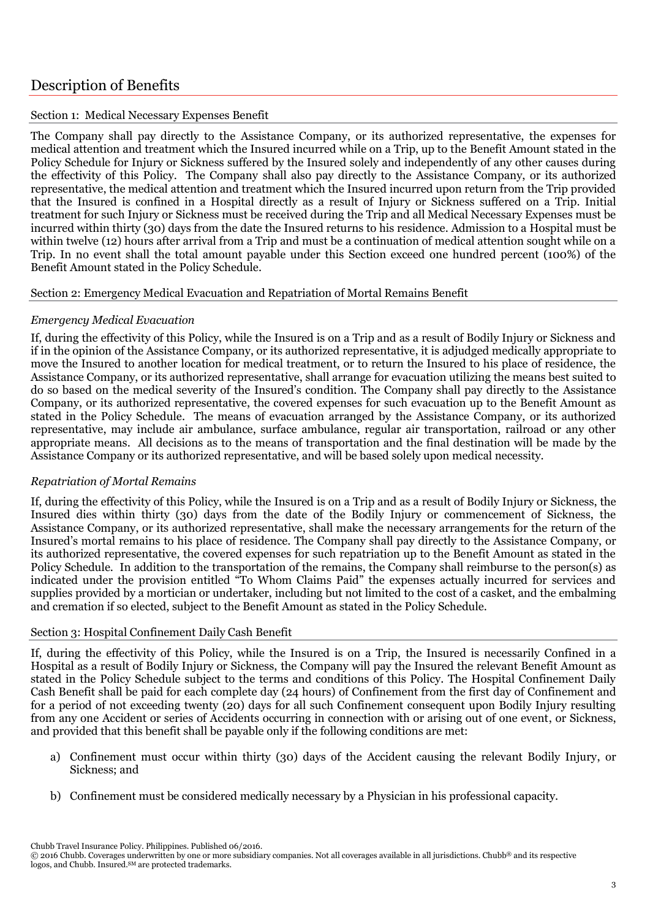## Description of Benefits

### Section 1: Medical Necessary Expenses Benefit

The Company shall pay directly to the Assistance Company, or its authorized representative, the expenses for medical attention and treatment which the Insured incurred while on a Trip, up to the Benefit Amount stated in the Policy Schedule for Injury or Sickness suffered by the Insured solely and independently of any other causes during the effectivity of this Policy. The Company shall also pay directly to the Assistance Company, or its authorized representative, the medical attention and treatment which the Insured incurred upon return from the Trip provided that the Insured is confined in a Hospital directly as a result of Injury or Sickness suffered on a Trip. Initial treatment for such Injury or Sickness must be received during the Trip and all Medical Necessary Expenses must be incurred within thirty (30) days from the date the Insured returns to his residence. Admission to a Hospital must be within twelve (12) hours after arrival from a Trip and must be a continuation of medical attention sought while on a Trip. In no event shall the total amount payable under this Section exceed one hundred percent (100%) of the Benefit Amount stated in the Policy Schedule.

### Section 2: Emergency Medical Evacuation and Repatriation of Mortal Remains Benefit

*Emergency Medical Evacuation*

If, during the effectivity of this Policy, while the Insured is on a Trip and as a result of Bodily Injury or Sickness and if in the opinion of the Assistance Company, or its authorized representative, it is adjudged medically appropriate to move the Insured to another location for medical treatment, or to return the Insured to his place of residence, the Assistance Company, or its authorized representative, shall arrange for evacuation utilizing the means best suited to do so based on the medical severity of the Insured's condition. The Company shall pay directly to the Assistance Company, or its authorized representative, the covered expenses for such evacuation up to the Benefit Amount as stated in the Policy Schedule. The means of evacuation arranged by the Assistance Company, or its authorized representative, may include air ambulance, surface ambulance, regular air transportation, railroad or any other appropriate means. All decisions as to the means of transportation and the final destination will be made by the Assistance Company or its authorized representative, and will be based solely upon medical necessity.

*Repatriation of Mortal Remains*

If, during the effectivity of this Policy, while the Insured is on a Trip and as a result of Bodily Injury or Sickness, the Insured dies within thirty (30) days from the date of the Bodily Injury or commencement of Sickness, the Assistance Company, or its authorized representative, shall make the necessary arrangements for the return of the Insured's mortal remains to his place of residence. The Company shall pay directly to the Assistance Company, or its authorized representative, the covered expenses for such repatriation up to the Benefit Amount as stated in the Policy Schedule. In addition to the transportation of the remains, the Company shall reimburse to the person(s) as indicated under the provision entitled "To Whom Claims Paid" the expenses actually incurred for services and supplies provided by a mortician or undertaker, including but not limited to the cost of a casket, and the embalming and cremation if so elected, subject to the Benefit Amount as stated in the Policy Schedule.

### Section 3: Hospital Confinement Daily Cash Benefit

If, during the effectivity of this Policy, while the Insured is on a Trip, the Insured is necessarily Confined in a Hospital as a result of Bodily Injury or Sickness, the Company will pay the Insured the relevant Benefit Amount as stated in the Policy Schedule subject to the terms and conditions of this Policy. The Hospital Confinement Daily Cash Benefit shall be paid for each complete day (24 hours) of Confinement from the first day of Confinement and for a period of not exceeding twenty (20) days for all such Confinement consequent upon Bodily Injury resulting from any one Accident or series of Accidents occurring in connection with or arising out of one event, or Sickness, and provided that this benefit shall be payable only if the following conditions are met:

a) Confinement must occur within thirty (30) days of the Accident causing the relevant Bodily Injury, or Sickness; and

b) Confinement must be considered medically necessary by a Physician in his professional capacity.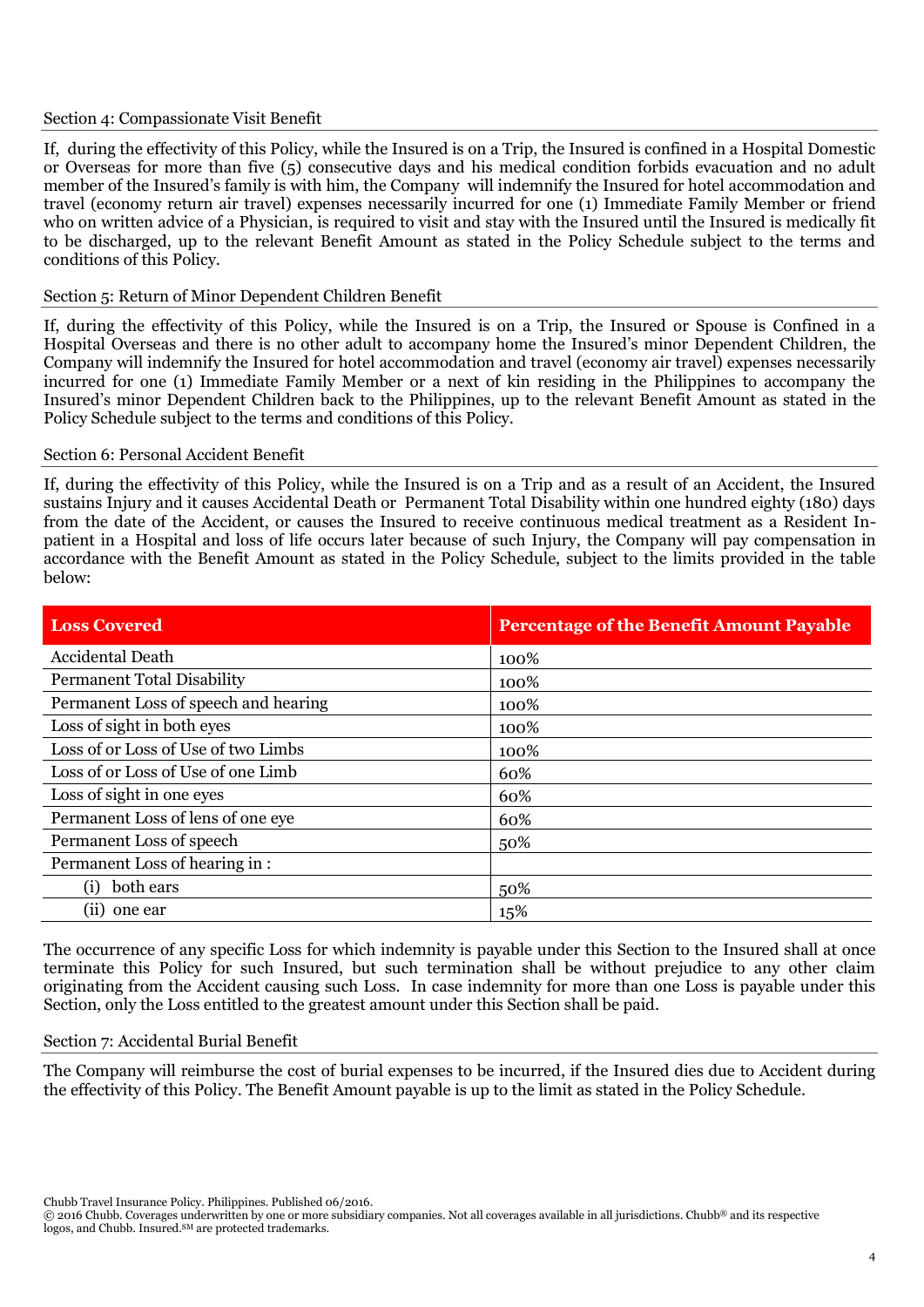### Section 4: Compassionate Visit Benefit

If, during the effectivity of this Policy, while the Insured is on a Trip, the Insured is confined in a Hospital Domestic or Overseas for more than five (5) consecutive days and his medical condition forbids evacuation and no adult member of the Insured's family is with him, the Company will indemnify the Insured for hotel accommodation and travel (economy return air travel) expenses necessarily incurred for one (1) Immediate Family Member or friend who on written advice of a Physician, is required to visit and stay with the Insured until the Insured is medically fit to be discharged, up to the relevant Benefit Amount as stated in the Policy Schedule subject to the terms and conditions of this Policy.

### Section 5: Return of Minor Dependent Children Benefit

If, during the effectivity of this Policy, while the Insured is on a Trip, the Insured or Spouse is Confined in a Hospital Overseas and there is no other adult to accompany home the Insured's minor Dependent Children, the Company will indemnify the Insured for hotel accommodation and travel (economy air travel) expenses necessarily incurred for one (1) Immediate Family Member or a next of kin residing in the Philippines to accompany the Insured's minor Dependent Children back to the Philippines, up to the relevant Benefit Amount as stated in the Policy Schedule subject to the terms and conditions of this Policy.

### Section 6: Personal Accident Benefit

If, during the effectivity of this Policy, while the Insured is on a Trip and as a result of an Accident, the Insured sustains Injury and it causes Accidental Death or Permanent Total Disability within one hundred eighty (180) days from the date of the Accident, or causes the Insured to receive continuous medical treatment as a Resident In-patient in a Hospital and loss of life occurs later because of such Injury, the Company will pay compensation in accordance with the Benefit Amount as stated in the Policy Schedule, subject to the limits provided in the table below:

| Loss Covered | Percentage of the Benefit Amount Payable |
|---|---|
| Accidental Death | 100% |
| Permanent Total Disability | 100% |
| Permanent Loss of speech and hearing | 100% |
| Loss of sight in both eyes | 100% |
| Loss of or Loss of Use of two Limbs | 100% |
| Loss of or Loss of Use of one Limb | 60% |
| Loss of sight in one eyes | 60% |
| Permanent Loss of lens of one eye | 60% |
| Permanent Loss of speech | 50% |
| Permanent Loss of hearing in : | |
| (i) both ears | 50% |
| (ii) one ear | 15% |

The occurrence of any specific Loss for which indemnity is payable under this Section to the Insured shall at once terminate this Policy for such Insured, but such termination shall be without prejudice to any other claim originating from the Accident causing such Loss. In case indemnity for more than one Loss is payable under this Section, only the Loss entitled to the greatest amount under this Section shall be paid.

### Section 7: Accidental Burial Benefit

The Company will reimburse the cost of burial expenses to be incurred, if the Insured dies due to Accident during the effectivity of this Policy. The Benefit Amount payable is up to the limit as stated in the Policy Schedule.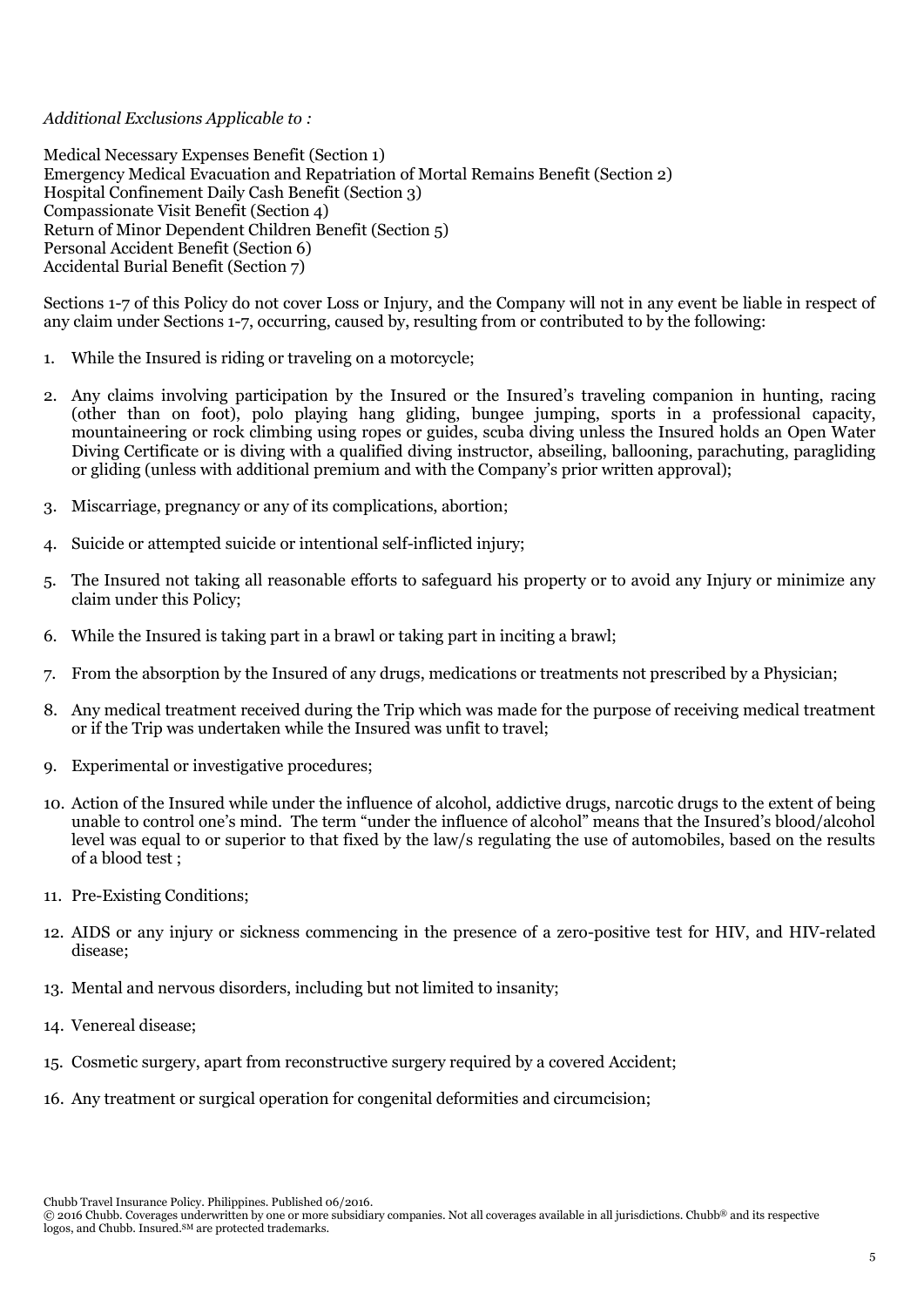*Additional Exclusions Applicable to :*

Medical Necessary Expenses Benefit (Section 1)
Emergency Medical Evacuation and Repatriation of Mortal Remains Benefit (Section 2)
Hospital Confinement Daily Cash Benefit (Section 3)
Compassionate Visit Benefit (Section 4)
Return of Minor Dependent Children Benefit (Section 5)
Personal Accident Benefit (Section 6)
Accidental Burial Benefit (Section 7)

Sections 1-7 of this Policy do not cover Loss or Injury, and the Company will not in any event be liable in respect of any claim under Sections 1-7, occurring, caused by, resulting from or contributed to by the following:

1. While the Insured is riding or traveling on a motorcycle;
2. Any claims involving participation by the Insured or the Insured's traveling companion in hunting, racing (other than on foot), polo playing hang gliding, bungee jumping, sports in a professional capacity, mountaineering or rock climbing using ropes or guides, scuba diving unless the Insured holds an Open Water Diving Certificate or is diving with a qualified diving instructor, abseiling, ballooning, parachuting, paragliding or gliding (unless with additional premium and with the Company's prior written approval);
3. Miscarriage, pregnancy or any of its complications, abortion;
4. Suicide or attempted suicide or intentional self-inflicted injury;
5. The Insured not taking all reasonable efforts to safeguard his property or to avoid any Injury or minimize any claim under this Policy;
6. While the Insured is taking part in a brawl or taking part in inciting a brawl;
7. From the absorption by the Insured of any drugs, medications or treatments not prescribed by a Physician;
8. Any medical treatment received during the Trip which was made for the purpose of receiving medical treatment or if the Trip was undertaken while the Insured was unfit to travel;
9. Experimental or investigative procedures;
10. Action of the Insured while under the influence of alcohol, addictive drugs, narcotic drugs to the extent of being unable to control one's mind. The term "under the influence of alcohol" means that the Insured's blood/alcohol level was equal to or superior to that fixed by the law/s regulating the use of automobiles, based on the results of a blood test ;
11. Pre-Existing Conditions;
12. AIDS or any injury or sickness commencing in the presence of a zero-positive test for HIV, and HIV-related disease;
13. Mental and nervous disorders, including but not limited to insanity;
14. Venereal disease;
15. Cosmetic surgery, apart from reconstructive surgery required by a covered Accident;
16. Any treatment or surgical operation for congenital deformities and circumcision;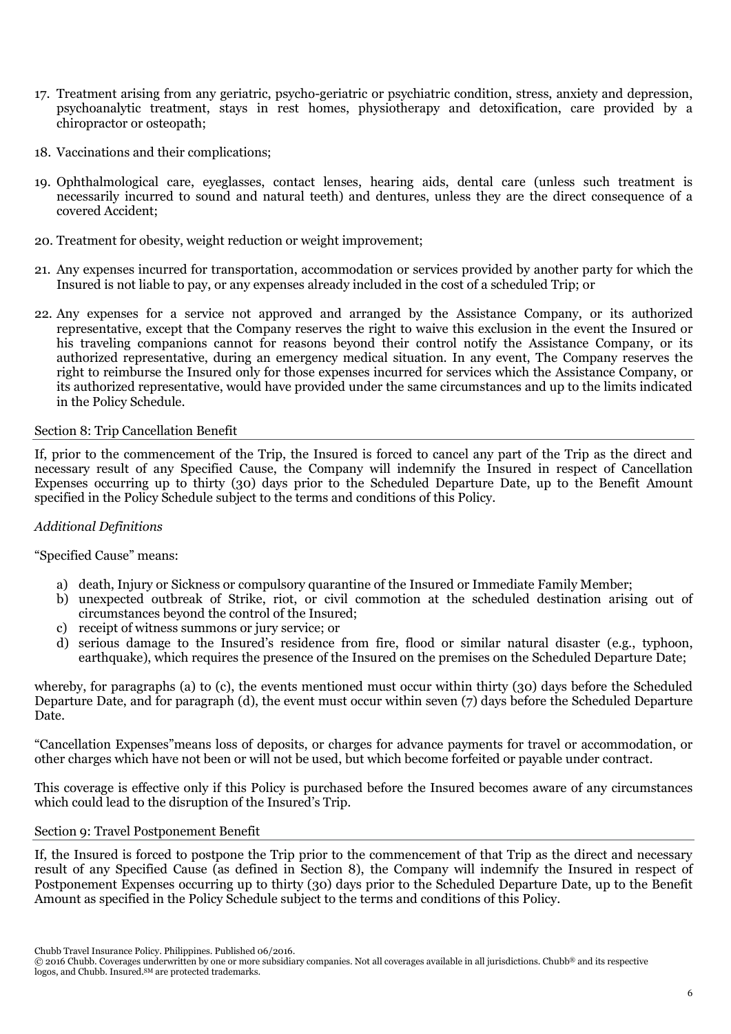17. Treatment arising from any geriatric, psycho-geriatric or psychiatric condition, stress, anxiety and depression, psychoanalytic treatment, stays in rest homes, physiotherapy and detoxification, care provided by a chiropractor or osteopath;

18. Vaccinations and their complications;

19. Ophthalmological care, eyeglasses, contact lenses, hearing aids, dental care (unless such treatment is necessarily incurred to sound and natural teeth) and dentures, unless they are the direct consequence of a covered Accident;

20. Treatment for obesity, weight reduction or weight improvement;

21. Any expenses incurred for transportation, accommodation or services provided by another party for which the Insured is not liable to pay, or any expenses already included in the cost of a scheduled Trip; or

22. Any expenses for a service not approved and arranged by the Assistance Company, or its authorized representative, except that the Company reserves the right to waive this exclusion in the event the Insured or his traveling companions cannot for reasons beyond their control notify the Assistance Company, or its authorized representative, during an emergency medical situation. In any event, The Company reserves the right to reimburse the Insured only for those expenses incurred for services which the Assistance Company, or its authorized representative, would have provided under the same circumstances and up to the limits indicated in the Policy Schedule.

## Section 8: Trip Cancellation Benefit

If, prior to the commencement of the Trip, the Insured is forced to cancel any part of the Trip as the direct and necessary result of any Specified Cause, the Company will indemnify the Insured in respect of Cancellation Expenses occurring up to thirty (30) days prior to the Scheduled Departure Date, up to the Benefit Amount specified in the Policy Schedule subject to the terms and conditions of this Policy.

*Additional Definitions*

"Specified Cause" means:

a) death, Injury or Sickness or compulsory quarantine of the Insured or Immediate Family Member;
b) unexpected outbreak of Strike, riot, or civil commotion at the scheduled destination arising out of circumstances beyond the control of the Insured;
c) receipt of witness summons or jury service; or
d) serious damage to the Insured's residence from fire, flood or similar natural disaster (e.g., typhoon, earthquake), which requires the presence of the Insured on the premises on the Scheduled Departure Date;

whereby, for paragraphs (a) to (c), the events mentioned must occur within thirty (30) days before the Scheduled Departure Date, and for paragraph (d), the event must occur within seven (7) days before the Scheduled Departure Date.

"Cancellation Expenses"means loss of deposits, or charges for advance payments for travel or accommodation, or other charges which have not been or will not be used, but which become forfeited or payable under contract.

This coverage is effective only if this Policy is purchased before the Insured becomes aware of any circumstances which could lead to the disruption of the Insured's Trip.

## Section 9: Travel Postponement Benefit

If, the Insured is forced to postpone the Trip prior to the commencement of that Trip as the direct and necessary result of any Specified Cause (as defined in Section 8), the Company will indemnify the Insured in respect of Postponement Expenses occurring up to thirty (30) days prior to the Scheduled Departure Date, up to the Benefit Amount as specified in the Policy Schedule subject to the terms and conditions of this Policy.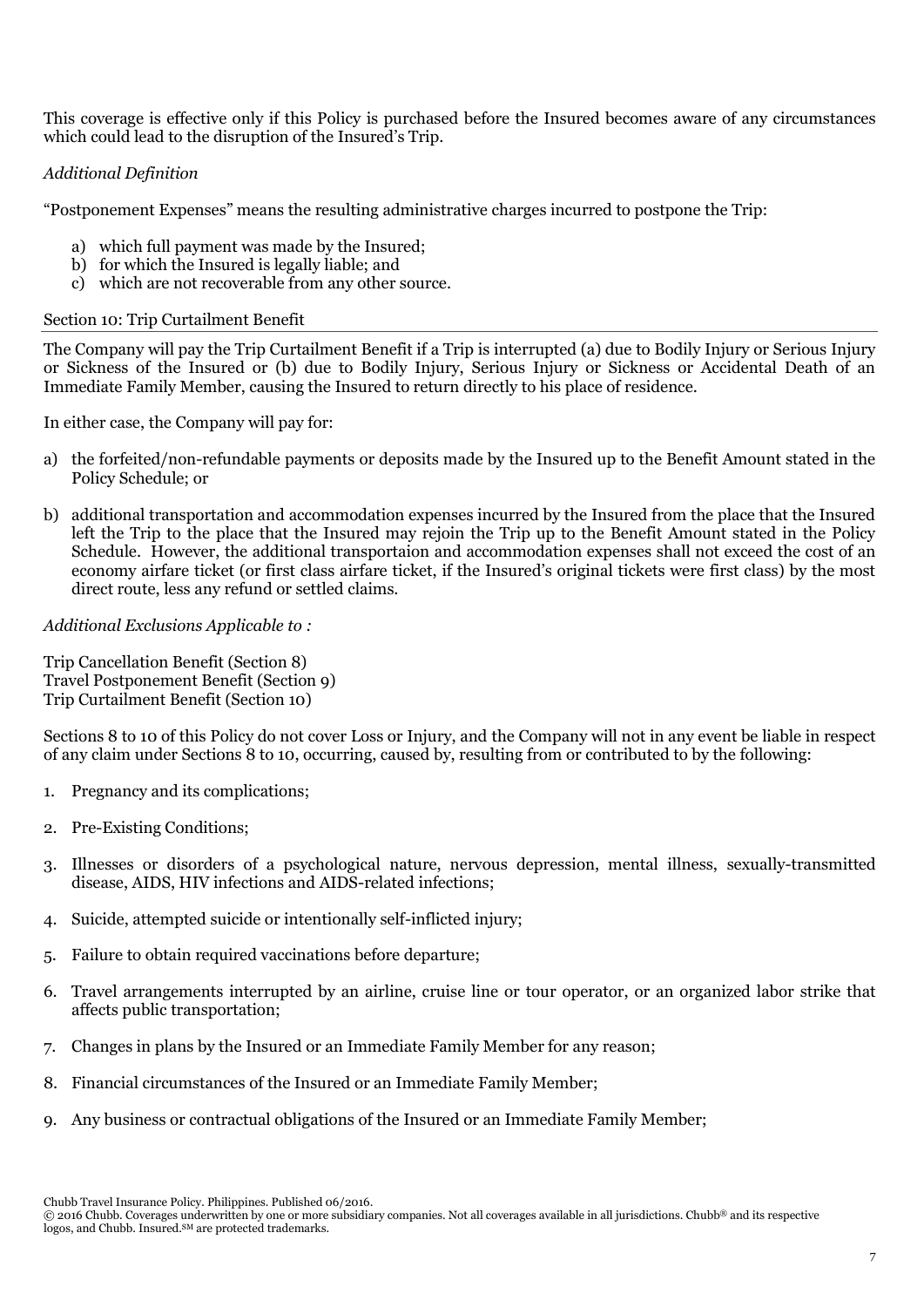This coverage is effective only if this Policy is purchased before the Insured becomes aware of any circumstances which could lead to the disruption of the Insured's Trip.

*Additional Definition*

"Postponement Expenses" means the resulting administrative charges incurred to postpone the Trip:

a) which full payment was made by the Insured;
b) for which the Insured is legally liable; and
c) which are not recoverable from any other source.

## Section 10: Trip Curtailment Benefit

The Company will pay the Trip Curtailment Benefit if a Trip is interrupted (a) due to Bodily Injury or Serious Injury or Sickness of the Insured or (b) due to Bodily Injury, Serious Injury or Sickness or Accidental Death of an Immediate Family Member, causing the Insured to return directly to his place of residence.

In either case, the Company will pay for:

a) the forfeited/non-refundable payments or deposits made by the Insured up to the Benefit Amount stated in the Policy Schedule; or

b) additional transportation and accommodation expenses incurred by the Insured from the place that the Insured left the Trip to the place that the Insured may rejoin the Trip up to the Benefit Amount stated in the Policy Schedule. However, the additional transportaion and accommodation expenses shall not exceed the cost of an economy airfare ticket (or first class airfare ticket, if the Insured's original tickets were first class) by the most direct route, less any refund or settled claims.

*Additional Exclusions Applicable to :*

Trip Cancellation Benefit (Section 8)
Travel Postponement Benefit (Section 9)
Trip Curtailment Benefit (Section 10)

Sections 8 to 10 of this Policy do not cover Loss or Injury, and the Company will not in any event be liable in respect of any claim under Sections 8 to 10, occurring, caused by, resulting from or contributed to by the following:

1. Pregnancy and its complications;

2. Pre-Existing Conditions;

3. Illnesses or disorders of a psychological nature, nervous depression, mental illness, sexually-transmitted disease, AIDS, HIV infections and AIDS-related infections;

4. Suicide, attempted suicide or intentionally self-inflicted injury;

5. Failure to obtain required vaccinations before departure;

6. Travel arrangements interrupted by an airline, cruise line or tour operator, or an organized labor strike that affects public transportation;

7. Changes in plans by the Insured or an Immediate Family Member for any reason;

8. Financial circumstances of the Insured or an Immediate Family Member;

9. Any business or contractual obligations of the Insured or an Immediate Family Member;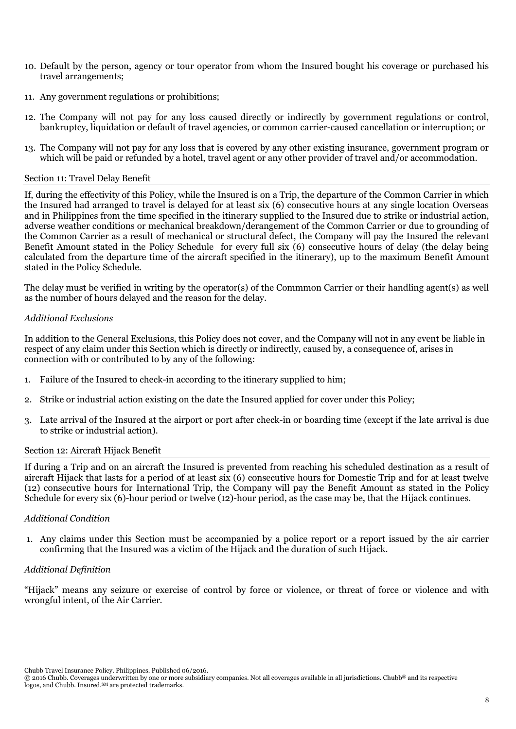10. Default by the person, agency or tour operator from whom the Insured bought his coverage or purchased his travel arrangements;

11. Any government regulations or prohibitions;

12. The Company will not pay for any loss caused directly or indirectly by government regulations or control, bankruptcy, liquidation or default of travel agencies, or common carrier-caused cancellation or interruption; or

13. The Company will not pay for any loss that is covered by any other existing insurance, government program or which will be paid or refunded by a hotel, travel agent or any other provider of travel and/or accommodation.

## Section 11: Travel Delay Benefit

If, during the effectivity of this Policy, while the Insured is on a Trip, the departure of the Common Carrier in which the Insured had arranged to travel is delayed for at least six (6) consecutive hours at any single location Overseas and in Philippines from the time specified in the itinerary supplied to the Insured due to strike or industrial action, adverse weather conditions or mechanical breakdown/derangement of the Common Carrier or due to grounding of the Common Carrier as a result of mechanical or structural defect, the Company will pay the Insured the relevant Benefit Amount stated in the Policy Schedule for every full six (6) consecutive hours of delay (the delay being calculated from the departure time of the aircraft specified in the itinerary), up to the maximum Benefit Amount stated in the Policy Schedule.

The delay must be verified in writing by the operator(s) of the Commmon Carrier or their handling agent(s) as well as the number of hours delayed and the reason for the delay.

*Additional Exclusions*

In addition to the General Exclusions, this Policy does not cover, and the Company will not in any event be liable in respect of any claim under this Section which is directly or indirectly, caused by, a consequence of, arises in connection with or contributed to by any of the following:

1. Failure of the Insured to check-in according to the itinerary supplied to him;

2. Strike or industrial action existing on the date the Insured applied for cover under this Policy;

3. Late arrival of the Insured at the airport or port after check-in or boarding time (except if the late arrival is due to strike or industrial action).

## Section 12: Aircraft Hijack Benefit

If during a Trip and on an aircraft the Insured is prevented from reaching his scheduled destination as a result of aircraft Hijack that lasts for a period of at least six (6) consecutive hours for Domestic Trip and for at least twelve (12) consecutive hours for International Trip, the Company will pay the Benefit Amount as stated in the Policy Schedule for every six (6)-hour period or twelve (12)-hour period, as the case may be, that the Hijack continues.

*Additional Condition*

1. Any claims under this Section must be accompanied by a police report or a report issued by the air carrier confirming that the Insured was a victim of the Hijack and the duration of such Hijack.

*Additional Definition*

"Hijack" means any seizure or exercise of control by force or violence, or threat of force or violence and with wrongful intent, of the Air Carrier.

Chubb Travel Insurance Policy. Philippines. Published 06/2016.
© 2016 Chubb. Coverages underwritten by one or more subsidiary companies. Not all coverages available in all jurisdictions. Chubb® and its respective logos, and Chubb. Insured.SM are protected trademarks.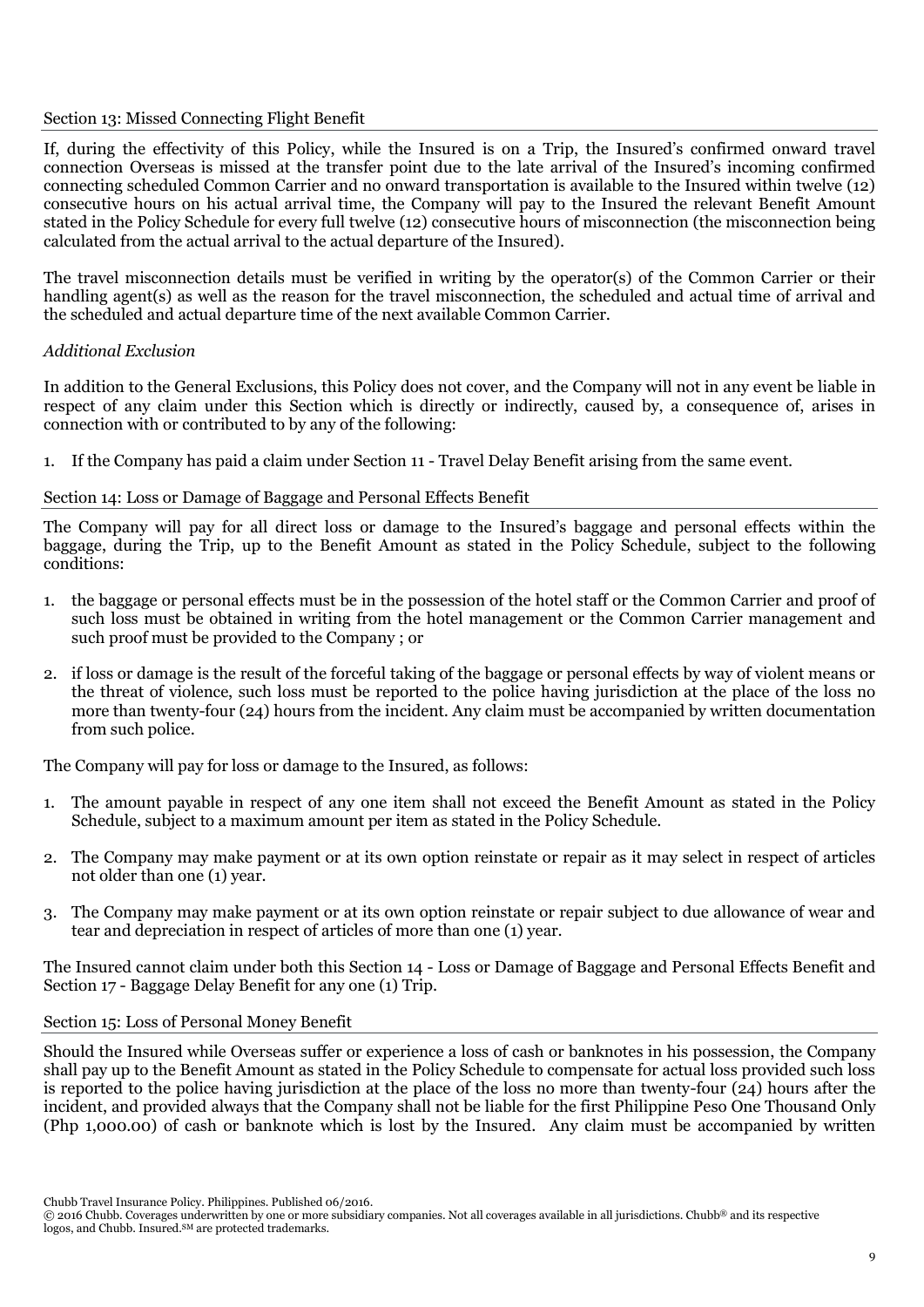## Section 13: Missed Connecting Flight Benefit

If, during the effectivity of this Policy, while the Insured is on a Trip, the Insured's confirmed onward travel connection Overseas is missed at the transfer point due to the late arrival of the Insured's incoming confirmed connecting scheduled Common Carrier and no onward transportation is available to the Insured within twelve (12) consecutive hours on his actual arrival time, the Company will pay to the Insured the relevant Benefit Amount stated in the Policy Schedule for every full twelve (12) consecutive hours of misconnection (the misconnection being calculated from the actual arrival to the actual departure of the Insured).

The travel misconnection details must be verified in writing by the operator(s) of the Common Carrier or their handling agent(s) as well as the reason for the travel misconnection, the scheduled and actual time of arrival and the scheduled and actual departure time of the next available Common Carrier.

*Additional Exclusion*

In addition to the General Exclusions, this Policy does not cover, and the Company will not in any event be liable in respect of any claim under this Section which is directly or indirectly, caused by, a consequence of, arises in connection with or contributed to by any of the following:

1. If the Company has paid a claim under Section 11 - Travel Delay Benefit arising from the same event.

## Section 14: Loss or Damage of Baggage and Personal Effects Benefit

The Company will pay for all direct loss or damage to the Insured's baggage and personal effects within the baggage, during the Trip, up to the Benefit Amount as stated in the Policy Schedule, subject to the following conditions:

1. the baggage or personal effects must be in the possession of the hotel staff or the Common Carrier and proof of such loss must be obtained in writing from the hotel management or the Common Carrier management and such proof must be provided to the Company ; or
2. if loss or damage is the result of the forceful taking of the baggage or personal effects by way of violent means or the threat of violence, such loss must be reported to the police having jurisdiction at the place of the loss no more than twenty-four (24) hours from the incident. Any claim must be accompanied by written documentation from such police.

The Company will pay for loss or damage to the Insured, as follows:

1. The amount payable in respect of any one item shall not exceed the Benefit Amount as stated in the Policy Schedule, subject to a maximum amount per item as stated in the Policy Schedule.
2. The Company may make payment or at its own option reinstate or repair as it may select in respect of articles not older than one (1) year.
3. The Company may make payment or at its own option reinstate or repair subject to due allowance of wear and tear and depreciation in respect of articles of more than one (1) year.

The Insured cannot claim under both this Section 14 - Loss or Damage of Baggage and Personal Effects Benefit and Section 17 - Baggage Delay Benefit for any one (1) Trip.

## Section 15: Loss of Personal Money Benefit

Should the Insured while Overseas suffer or experience a loss of cash or banknotes in his possession, the Company shall pay up to the Benefit Amount as stated in the Policy Schedule to compensate for actual loss provided such loss is reported to the police having jurisdiction at the place of the loss no more than twenty-four (24) hours after the incident, and provided always that the Company shall not be liable for the first Philippine Peso One Thousand Only (Php 1,000.00) of cash or banknote which is lost by the Insured. Any claim must be accompanied by written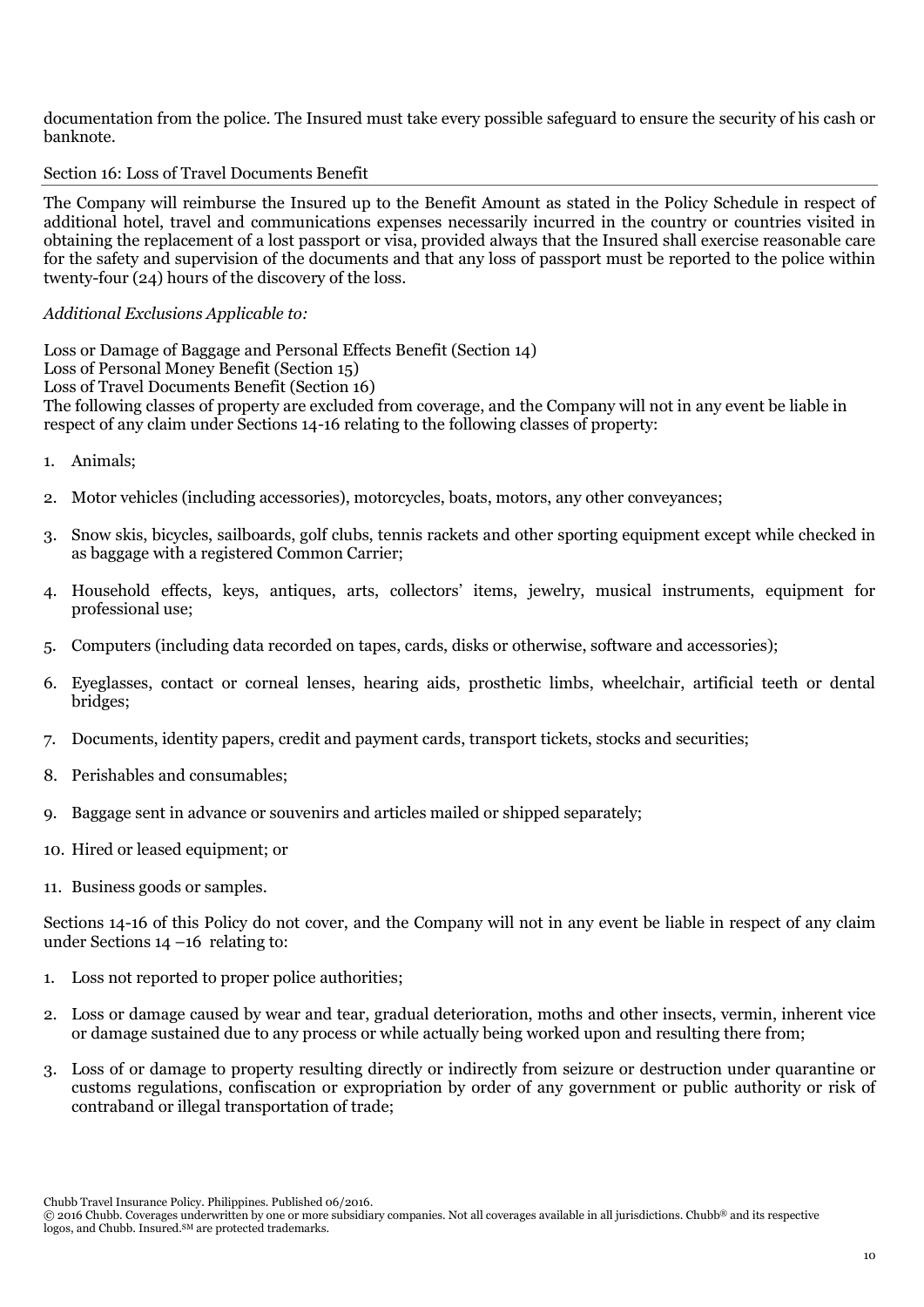documentation from the police. The Insured must take every possible safeguard to ensure the security of his cash or banknote.

## Section 16: Loss of Travel Documents Benefit

The Company will reimburse the Insured up to the Benefit Amount as stated in the Policy Schedule in respect of additional hotel, travel and communications expenses necessarily incurred in the country or countries visited in obtaining the replacement of a lost passport or visa, provided always that the Insured shall exercise reasonable care for the safety and supervision of the documents and that any loss of passport must be reported to the police within twenty-four (24) hours of the discovery of the loss.

*Additional Exclusions Applicable to:*

Loss or Damage of Baggage and Personal Effects Benefit (Section 14)
Loss of Personal Money Benefit (Section 15)
Loss of Travel Documents Benefit (Section 16)
The following classes of property are excluded from coverage, and the Company will not in any event be liable in respect of any claim under Sections 14-16 relating to the following classes of property:

1. Animals;
2. Motor vehicles (including accessories), motorcycles, boats, motors, any other conveyances;
3. Snow skis, bicycles, sailboards, golf clubs, tennis rackets and other sporting equipment except while checked in as baggage with a registered Common Carrier;
4. Household effects, keys, antiques, arts, collectors' items, jewelry, musical instruments, equipment for professional use;
5. Computers (including data recorded on tapes, cards, disks or otherwise, software and accessories);
6. Eyeglasses, contact or corneal lenses, hearing aids, prosthetic limbs, wheelchair, artificial teeth or dental bridges;
7. Documents, identity papers, credit and payment cards, transport tickets, stocks and securities;
8. Perishables and consumables;
9. Baggage sent in advance or souvenirs and articles mailed or shipped separately;
10. Hired or leased equipment; or
11. Business goods or samples.

Sections 14-16 of this Policy do not cover, and the Company will not in any event be liable in respect of any claim under Sections 14 –16 relating to:

1. Loss not reported to proper police authorities;
2. Loss or damage caused by wear and tear, gradual deterioration, moths and other insects, vermin, inherent vice or damage sustained due to any process or while actually being worked upon and resulting there from;
3. Loss of or damage to property resulting directly or indirectly from seizure or destruction under quarantine or customs regulations, confiscation or expropriation by order of any government or public authority or risk of contraband or illegal transportation of trade;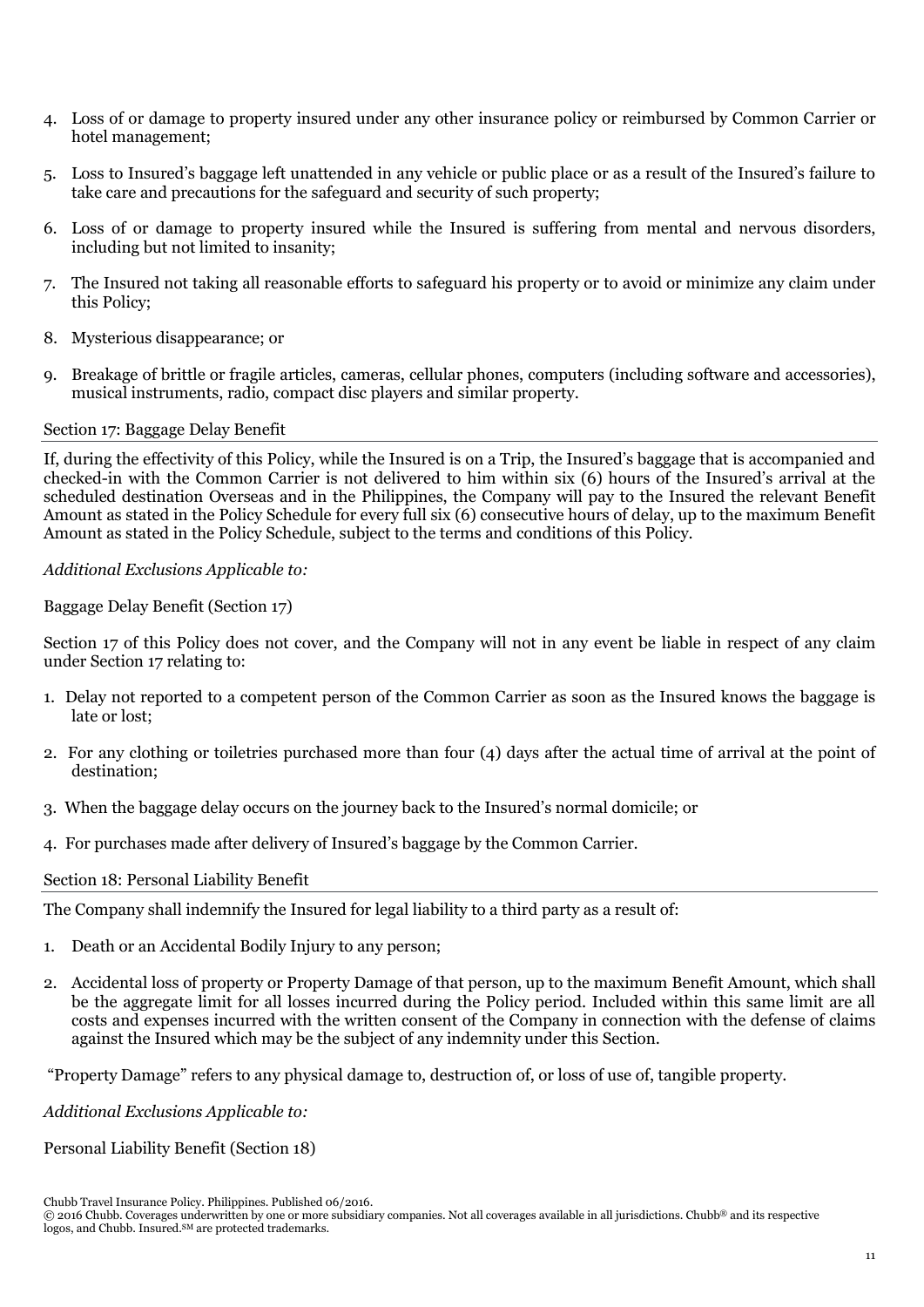4. Loss of or damage to property insured under any other insurance policy or reimbursed by Common Carrier or hotel management;

5. Loss to Insured's baggage left unattended in any vehicle or public place or as a result of the Insured's failure to take care and precautions for the safeguard and security of such property;

6. Loss of or damage to property insured while the Insured is suffering from mental and nervous disorders, including but not limited to insanity;

7. The Insured not taking all reasonable efforts to safeguard his property or to avoid or minimize any claim under this Policy;

8. Mysterious disappearance; or

9. Breakage of brittle or fragile articles, cameras, cellular phones, computers (including software and accessories), musical instruments, radio, compact disc players and similar property.

## Section 17: Baggage Delay Benefit

If, during the effectivity of this Policy, while the Insured is on a Trip, the Insured's baggage that is accompanied and checked-in with the Common Carrier is not delivered to him within six (6) hours of the Insured's arrival at the scheduled destination Overseas and in the Philippines, the Company will pay to the Insured the relevant Benefit Amount as stated in the Policy Schedule for every full six (6) consecutive hours of delay, up to the maximum Benefit Amount as stated in the Policy Schedule, subject to the terms and conditions of this Policy.

*Additional Exclusions Applicable to:*

Baggage Delay Benefit (Section 17)

Section 17 of this Policy does not cover, and the Company will not in any event be liable in respect of any claim under Section 17 relating to:

1. Delay not reported to a competent person of the Common Carrier as soon as the Insured knows the baggage is late or lost;

2. For any clothing or toiletries purchased more than four (4) days after the actual time of arrival at the point of destination;

3. When the baggage delay occurs on the journey back to the Insured's normal domicile; or

4. For purchases made after delivery of Insured's baggage by the Common Carrier.

## Section 18: Personal Liability Benefit

The Company shall indemnify the Insured for legal liability to a third party as a result of:

1. Death or an Accidental Bodily Injury to any person;

2. Accidental loss of property or Property Damage of that person, up to the maximum Benefit Amount, which shall be the aggregate limit for all losses incurred during the Policy period. Included within this same limit are all costs and expenses incurred with the written consent of the Company in connection with the defense of claims against the Insured which may be the subject of any indemnity under this Section.

"Property Damage" refers to any physical damage to, destruction of, or loss of use of, tangible property.

*Additional Exclusions Applicable to:*

Personal Liability Benefit (Section 18)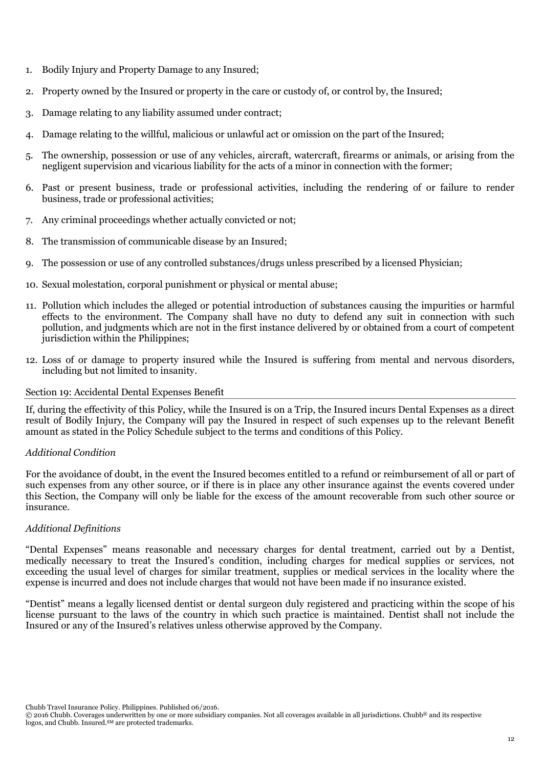1. Bodily Injury and Property Damage to any Insured;
2. Property owned by the Insured or property in the care or custody of, or control by, the Insured;
3. Damage relating to any liability assumed under contract;
4. Damage relating to the willful, malicious or unlawful act or omission on the part of the Insured;
5. The ownership, possession or use of any vehicles, aircraft, watercraft, firearms or animals, or arising from the negligent supervision and vicarious liability for the acts of a minor in connection with the former;
6. Past or present business, trade or professional activities, including the rendering of or failure to render business, trade or professional activities;
7. Any criminal proceedings whether actually convicted or not;
8. The transmission of communicable disease by an Insured;
9. The possession or use of any controlled substances/drugs unless prescribed by a licensed Physician;
10. Sexual molestation, corporal punishment or physical or mental abuse;
11. Pollution which includes the alleged or potential introduction of substances causing the impurities or harmful effects to the environment. The Company shall have no duty to defend any suit in connection with such pollution, and judgments which are not in the first instance delivered by or obtained from a court of competent jurisdiction within the Philippines;
12. Loss of or damage to property insured while the Insured is suffering from mental and nervous disorders, including but not limited to insanity.

## Section 19: Accidental Dental Expenses Benefit

If, during the effectivity of this Policy, while the Insured is on a Trip, the Insured incurs Dental Expenses as a direct result of Bodily Injury, the Company will pay the Insured in respect of such expenses up to the relevant Benefit amount as stated in the Policy Schedule subject to the terms and conditions of this Policy.

*Additional Condition*

For the avoidance of doubt, in the event the Insured becomes entitled to a refund or reimbursement of all or part of such expenses from any other source, or if there is in place any other insurance against the events covered under this Section, the Company will only be liable for the excess of the amount recoverable from such other source or insurance.

*Additional Definitions*

"Dental Expenses" means reasonable and necessary charges for dental treatment, carried out by a Dentist, medically necessary to treat the Insured's condition, including charges for medical supplies or services, not exceeding the usual level of charges for similar treatment, supplies or medical services in the locality where the expense is incurred and does not include charges that would not have been made if no insurance existed.

"Dentist" means a legally licensed dentist or dental surgeon duly registered and practicing within the scope of his license pursuant to the laws of the country in which such practice is maintained. Dentist shall not include the Insured or any of the Insured's relatives unless otherwise approved by the Company.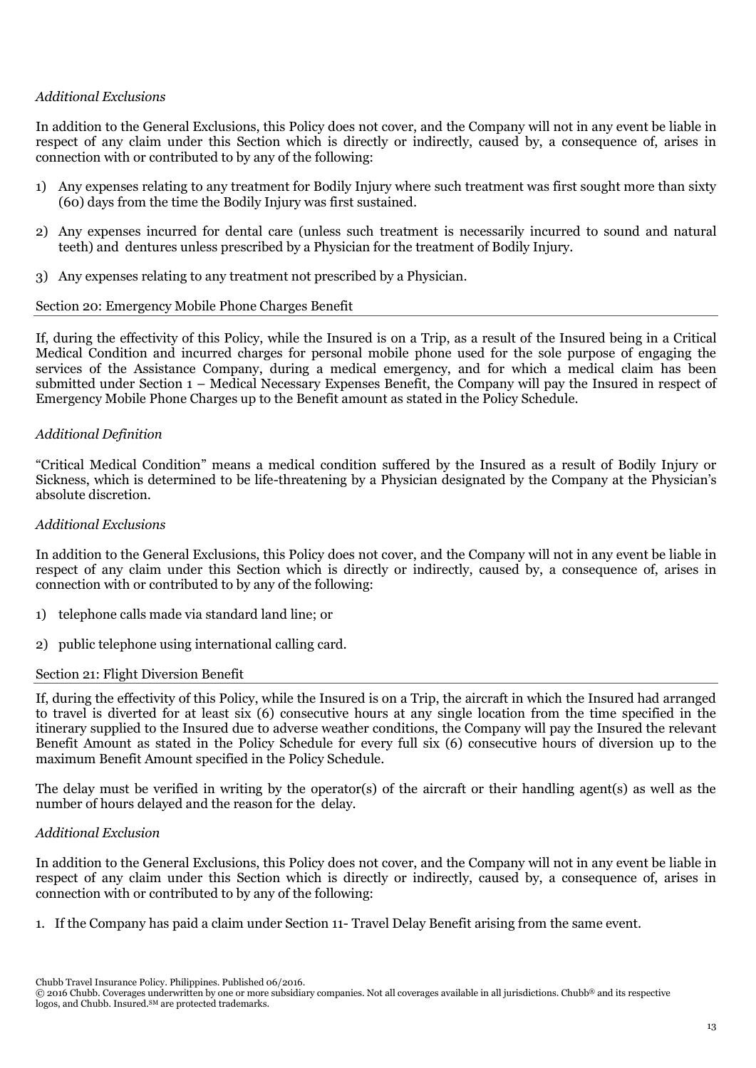*Additional Exclusions*

In addition to the General Exclusions, this Policy does not cover, and the Company will not in any event be liable in respect of any claim under this Section which is directly or indirectly, caused by, a consequence of, arises in connection with or contributed to by any of the following:

1) Any expenses relating to any treatment for Bodily Injury where such treatment was first sought more than sixty (60) days from the time the Bodily Injury was first sustained.
2) Any expenses incurred for dental care (unless such treatment is necessarily incurred to sound and natural teeth) and dentures unless prescribed by a Physician for the treatment of Bodily Injury.
3) Any expenses relating to any treatment not prescribed by a Physician.

## Section 20: Emergency Mobile Phone Charges Benefit

If, during the effectivity of this Policy, while the Insured is on a Trip, as a result of the Insured being in a Critical Medical Condition and incurred charges for personal mobile phone used for the sole purpose of engaging the services of the Assistance Company, during a medical emergency, and for which a medical claim has been submitted under Section 1 – Medical Necessary Expenses Benefit, the Company will pay the Insured in respect of Emergency Mobile Phone Charges up to the Benefit amount as stated in the Policy Schedule.

*Additional Definition*

"Critical Medical Condition" means a medical condition suffered by the Insured as a result of Bodily Injury or Sickness, which is determined to be life-threatening by a Physician designated by the Company at the Physician's absolute discretion.

*Additional Exclusions*

In addition to the General Exclusions, this Policy does not cover, and the Company will not in any event be liable in respect of any claim under this Section which is directly or indirectly, caused by, a consequence of, arises in connection with or contributed to by any of the following:

1) telephone calls made via standard land line; or
2) public telephone using international calling card.

## Section 21: Flight Diversion Benefit

If, during the effectivity of this Policy, while the Insured is on a Trip, the aircraft in which the Insured had arranged to travel is diverted for at least six (6) consecutive hours at any single location from the time specified in the itinerary supplied to the Insured due to adverse weather conditions, the Company will pay the Insured the relevant Benefit Amount as stated in the Policy Schedule for every full six (6) consecutive hours of diversion up to the maximum Benefit Amount specified in the Policy Schedule.

The delay must be verified in writing by the operator(s) of the aircraft or their handling agent(s) as well as the number of hours delayed and the reason for the delay.

*Additional Exclusion*

In addition to the General Exclusions, this Policy does not cover, and the Company will not in any event be liable in respect of any claim under this Section which is directly or indirectly, caused by, a consequence of, arises in connection with or contributed to by any of the following:

1. If the Company has paid a claim under Section 11- Travel Delay Benefit arising from the same event.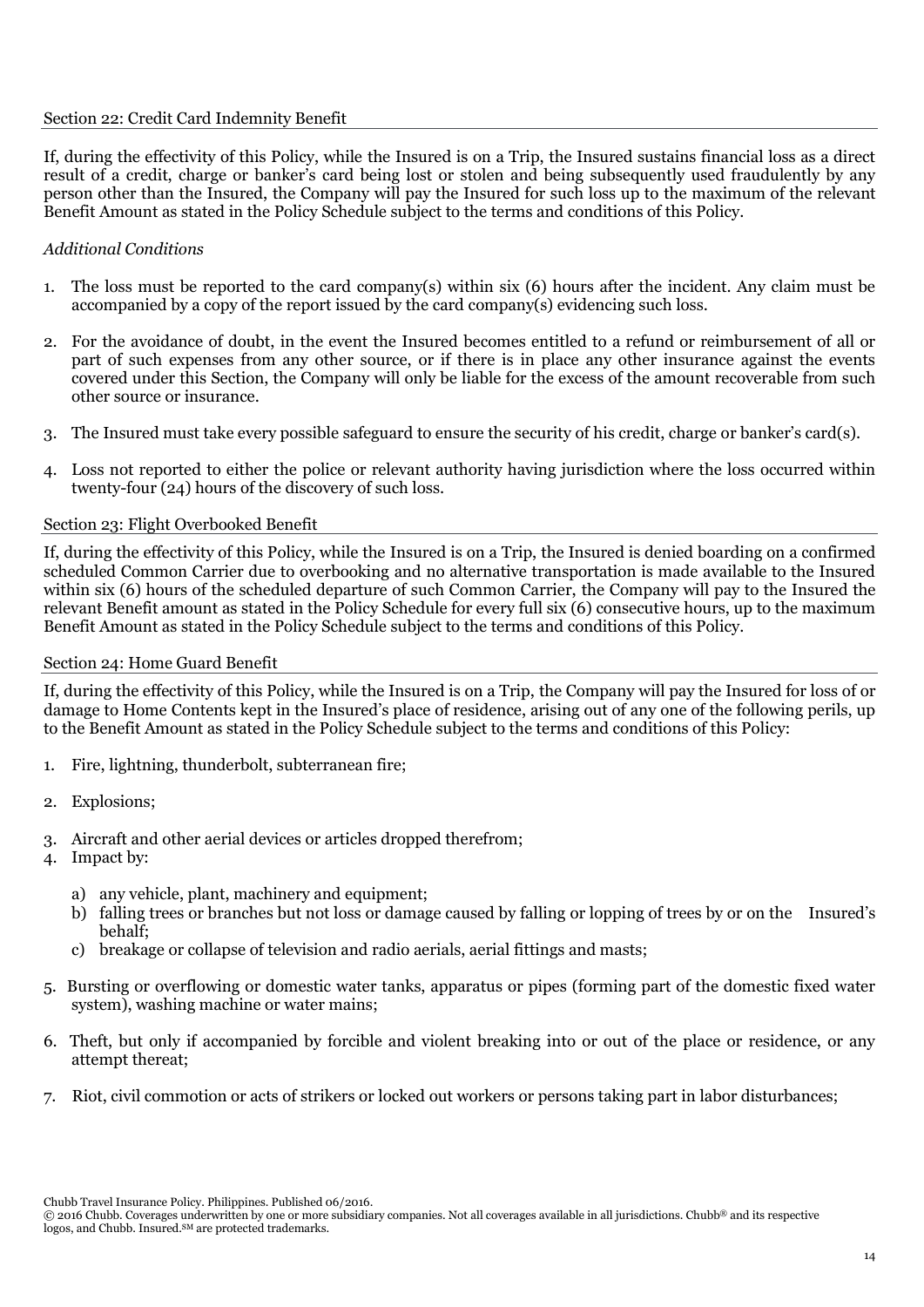## Section 22: Credit Card Indemnity Benefit

If, during the effectivity of this Policy, while the Insured is on a Trip, the Insured sustains financial loss as a direct result of a credit, charge or banker's card being lost or stolen and being subsequently used fraudulently by any person other than the Insured, the Company will pay the Insured for such loss up to the maximum of the relevant Benefit Amount as stated in the Policy Schedule subject to the terms and conditions of this Policy.

*Additional Conditions*

1. The loss must be reported to the card company(s) within six (6) hours after the incident. Any claim must be accompanied by a copy of the report issued by the card company(s) evidencing such loss.

2. For the avoidance of doubt, in the event the Insured becomes entitled to a refund or reimbursement of all or part of such expenses from any other source, or if there is in place any other insurance against the events covered under this Section, the Company will only be liable for the excess of the amount recoverable from such other source or insurance.

3. The Insured must take every possible safeguard to ensure the security of his credit, charge or banker's card(s).

4. Loss not reported to either the police or relevant authority having jurisdiction where the loss occurred within twenty-four (24) hours of the discovery of such loss.

## Section 23: Flight Overbooked Benefit

If, during the effectivity of this Policy, while the Insured is on a Trip, the Insured is denied boarding on a confirmed scheduled Common Carrier due to overbooking and no alternative transportation is made available to the Insured within six (6) hours of the scheduled departure of such Common Carrier, the Company will pay to the Insured the relevant Benefit amount as stated in the Policy Schedule for every full six (6) consecutive hours, up to the maximum Benefit Amount as stated in the Policy Schedule subject to the terms and conditions of this Policy.

## Section 24: Home Guard Benefit

If, during the effectivity of this Policy, while the Insured is on a Trip, the Company will pay the Insured for loss of or damage to Home Contents kept in the Insured's place of residence, arising out of any one of the following perils, up to the Benefit Amount as stated in the Policy Schedule subject to the terms and conditions of this Policy:

1. Fire, lightning, thunderbolt, subterranean fire;

2. Explosions;

3. Aircraft and other aerial devices or articles dropped therefrom;
4. Impact by:

   a) any vehicle, plant, machinery and equipment;
   b) falling trees or branches but not loss or damage caused by falling or lopping of trees by or on the Insured's behalf;
   c) breakage or collapse of television and radio aerials, aerial fittings and masts;

5. Bursting or overflowing or domestic water tanks, apparatus or pipes (forming part of the domestic fixed water system), washing machine or water mains;

6. Theft, but only if accompanied by forcible and violent breaking into or out of the place or residence, or any attempt thereat;

7. Riot, civil commotion or acts of strikers or locked out workers or persons taking part in labor disturbances;

Chubb Travel Insurance Policy. Philippines. Published 06/2016.
© 2016 Chubb. Coverages underwritten by one or more subsidiary companies. Not all coverages available in all jurisdictions. Chubb® and its respective logos, and Chubb. Insured.SM are protected trademarks.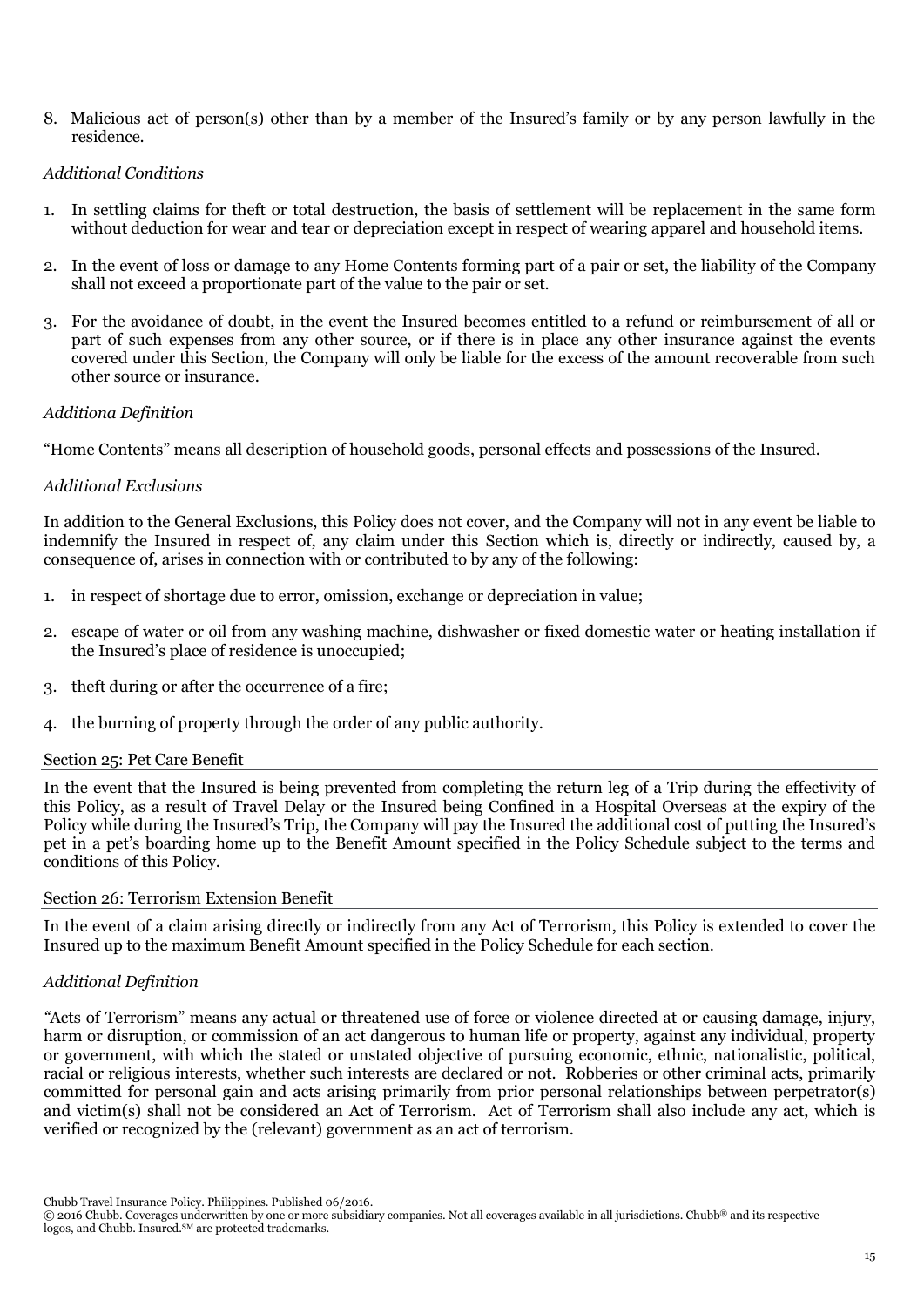8. Malicious act of person(s) other than by a member of the Insured's family or by any person lawfully in the residence.

*Additional Conditions*

1. In settling claims for theft or total destruction, the basis of settlement will be replacement in the same form without deduction for wear and tear or depreciation except in respect of wearing apparel and household items.

2. In the event of loss or damage to any Home Contents forming part of a pair or set, the liability of the Company shall not exceed a proportionate part of the value to the pair or set.

3. For the avoidance of doubt, in the event the Insured becomes entitled to a refund or reimbursement of all or part of such expenses from any other source, or if there is in place any other insurance against the events covered under this Section, the Company will only be liable for the excess of the amount recoverable from such other source or insurance.

*Additiona Definition*

"Home Contents" means all description of household goods, personal effects and possessions of the Insured.

*Additional Exclusions*

In addition to the General Exclusions, this Policy does not cover, and the Company will not in any event be liable to indemnify the Insured in respect of, any claim under this Section which is, directly or indirectly, caused by, a consequence of, arises in connection with or contributed to by any of the following:

1. in respect of shortage due to error, omission, exchange or depreciation in value;

2. escape of water or oil from any washing machine, dishwasher or fixed domestic water or heating installation if the Insured's place of residence is unoccupied;

3. theft during or after the occurrence of a fire;

4. the burning of property through the order of any public authority.

## Section 25: Pet Care Benefit

In the event that the Insured is being prevented from completing the return leg of a Trip during the effectivity of this Policy, as a result of Travel Delay or the Insured being Confined in a Hospital Overseas at the expiry of the Policy while during the Insured's Trip, the Company will pay the Insured the additional cost of putting the Insured's pet in a pet's boarding home up to the Benefit Amount specified in the Policy Schedule subject to the terms and conditions of this Policy.

## Section 26: Terrorism Extension Benefit

In the event of a claim arising directly or indirectly from any Act of Terrorism, this Policy is extended to cover the Insured up to the maximum Benefit Amount specified in the Policy Schedule for each section.

*Additional Definition*

"Acts of Terrorism" means any actual or threatened use of force or violence directed at or causing damage, injury, harm or disruption, or commission of an act dangerous to human life or property, against any individual, property or government, with which the stated or unstated objective of pursuing economic, ethnic, nationalistic, political, racial or religious interests, whether such interests are declared or not. Robberies or other criminal acts, primarily committed for personal gain and acts arising primarily from prior personal relationships between perpetrator(s) and victim(s) shall not be considered an Act of Terrorism. Act of Terrorism shall also include any act, which is verified or recognized by the (relevant) government as an act of terrorism.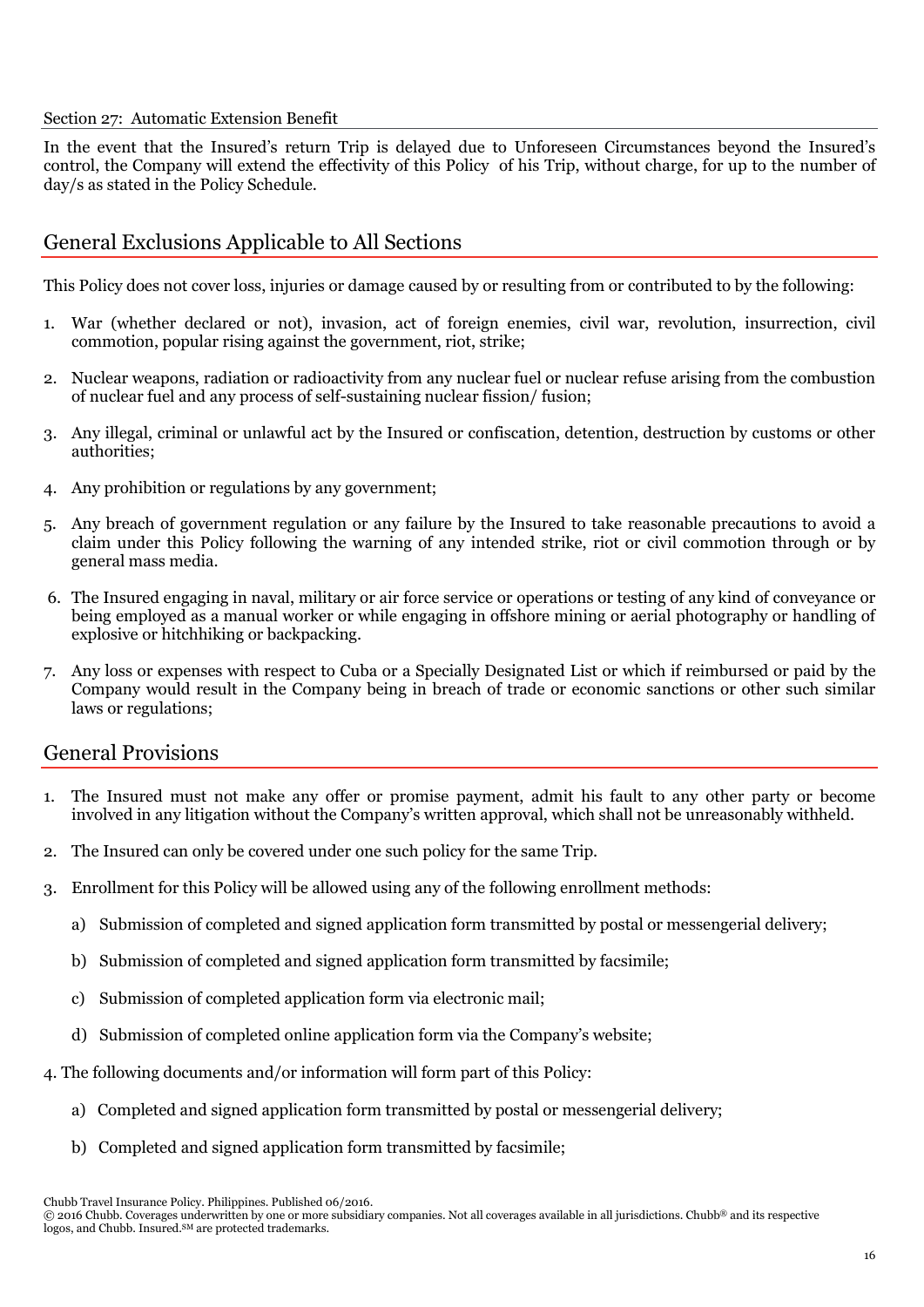Section 27: Automatic Extension Benefit

In the event that the Insured's return Trip is delayed due to Unforeseen Circumstances beyond the Insured's control, the Company will extend the effectivity of this Policy of his Trip, without charge, for up to the number of day/s as stated in the Policy Schedule.

## General Exclusions Applicable to All Sections

This Policy does not cover loss, injuries or damage caused by or resulting from or contributed to by the following:

1. War (whether declared or not), invasion, act of foreign enemies, civil war, revolution, insurrection, civil commotion, popular rising against the government, riot, strike;
2. Nuclear weapons, radiation or radioactivity from any nuclear fuel or nuclear refuse arising from the combustion of nuclear fuel and any process of self-sustaining nuclear fission/ fusion;
3. Any illegal, criminal or unlawful act by the Insured or confiscation, detention, destruction by customs or other authorities;
4. Any prohibition or regulations by any government;
5. Any breach of government regulation or any failure by the Insured to take reasonable precautions to avoid a claim under this Policy following the warning of any intended strike, riot or civil commotion through or by general mass media.
6. The Insured engaging in naval, military or air force service or operations or testing of any kind of conveyance or being employed as a manual worker or while engaging in offshore mining or aerial photography or handling of explosive or hitchhiking or backpacking.
7. Any loss or expenses with respect to Cuba or a Specially Designated List or which if reimbursed or paid by the Company would result in the Company being in breach of trade or economic sanctions or other such similar laws or regulations;

## General Provisions

1. The Insured must not make any offer or promise payment, admit his fault to any other party or become involved in any litigation without the Company's written approval, which shall not be unreasonably withheld.
2. The Insured can only be covered under one such policy for the same Trip.
3. Enrollment for this Policy will be allowed using any of the following enrollment methods:
   a) Submission of completed and signed application form transmitted by postal or messengerial delivery;
   b) Submission of completed and signed application form transmitted by facsimile;
   c) Submission of completed application form via electronic mail;
   d) Submission of completed online application form via the Company's website;
4. The following documents and/or information will form part of this Policy:
   a) Completed and signed application form transmitted by postal or messengerial delivery;
   b) Completed and signed application form transmitted by facsimile;

Chubb Travel Insurance Policy. Philippines. Published 06/2016.
© 2016 Chubb. Coverages underwritten by one or more subsidiary companies. Not all coverages available in all jurisdictions. Chubb® and its respective logos, and Chubb. Insured.SM are protected trademarks.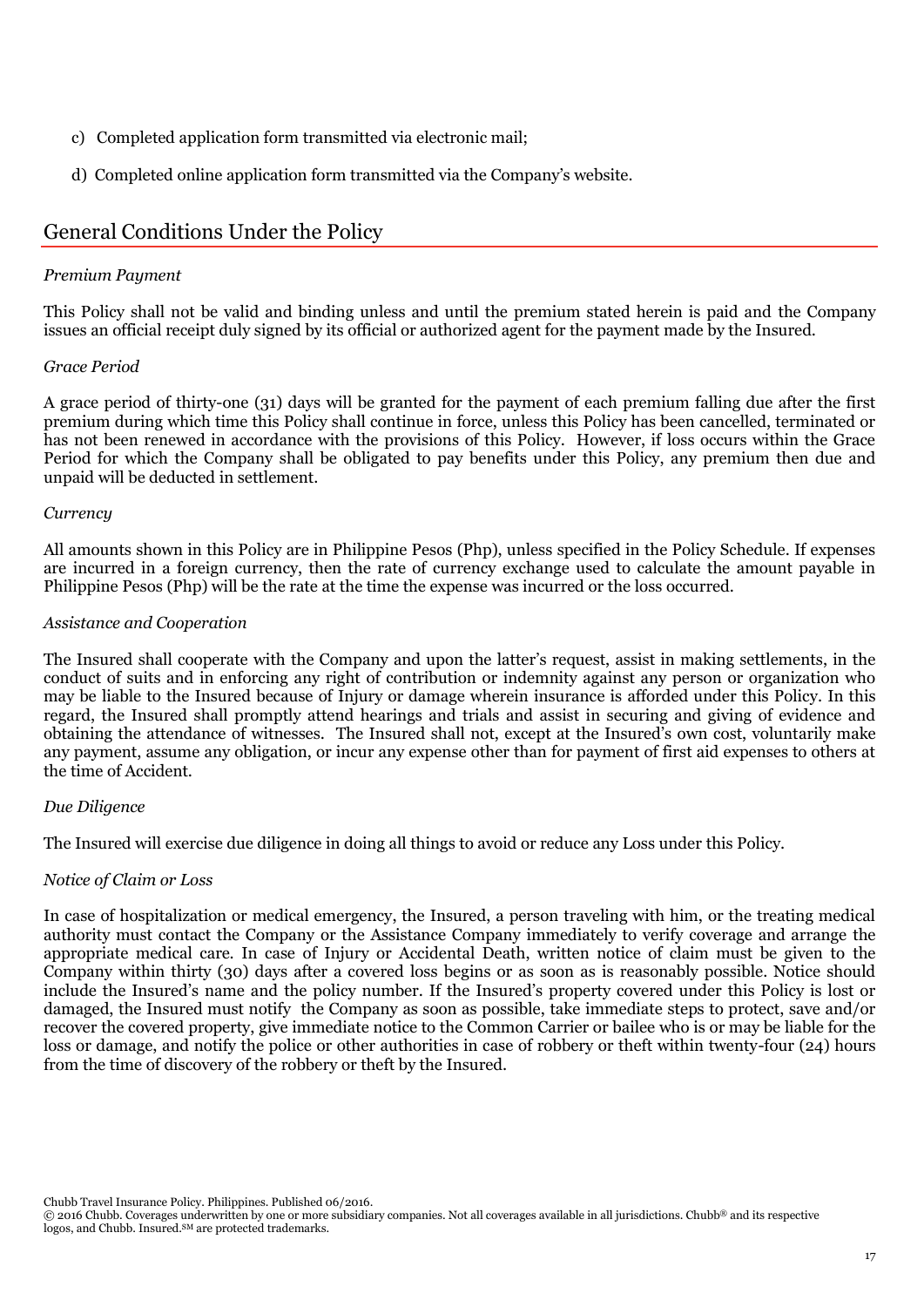c) Completed application form transmitted via electronic mail;

d) Completed online application form transmitted via the Company's website.

## General Conditions Under the Policy

*Premium Payment*

This Policy shall not be valid and binding unless and until the premium stated herein is paid and the Company issues an official receipt duly signed by its official or authorized agent for the payment made by the Insured.

*Grace Period*

A grace period of thirty-one (31) days will be granted for the payment of each premium falling due after the first premium during which time this Policy shall continue in force, unless this Policy has been cancelled, terminated or has not been renewed in accordance with the provisions of this Policy. However, if loss occurs within the Grace Period for which the Company shall be obligated to pay benefits under this Policy, any premium then due and unpaid will be deducted in settlement.

*Currency*

All amounts shown in this Policy are in Philippine Pesos (Php), unless specified in the Policy Schedule. If expenses are incurred in a foreign currency, then the rate of currency exchange used to calculate the amount payable in Philippine Pesos (Php) will be the rate at the time the expense was incurred or the loss occurred.

*Assistance and Cooperation*

The Insured shall cooperate with the Company and upon the latter's request, assist in making settlements, in the conduct of suits and in enforcing any right of contribution or indemnity against any person or organization who may be liable to the Insured because of Injury or damage wherein insurance is afforded under this Policy. In this regard, the Insured shall promptly attend hearings and trials and assist in securing and giving of evidence and obtaining the attendance of witnesses. The Insured shall not, except at the Insured's own cost, voluntarily make any payment, assume any obligation, or incur any expense other than for payment of first aid expenses to others at the time of Accident.

*Due Diligence*

The Insured will exercise due diligence in doing all things to avoid or reduce any Loss under this Policy.

*Notice of Claim or Loss*

In case of hospitalization or medical emergency, the Insured, a person traveling with him, or the treating medical authority must contact the Company or the Assistance Company immediately to verify coverage and arrange the appropriate medical care. In case of Injury or Accidental Death, written notice of claim must be given to the Company within thirty (30) days after a covered loss begins or as soon as is reasonably possible. Notice should include the Insured's name and the policy number. If the Insured's property covered under this Policy is lost or damaged, the Insured must notify the Company as soon as possible, take immediate steps to protect, save and/or recover the covered property, give immediate notice to the Common Carrier or bailee who is or may be liable for the loss or damage, and notify the police or other authorities in case of robbery or theft within twenty-four (24) hours from the time of discovery of the robbery or theft by the Insured.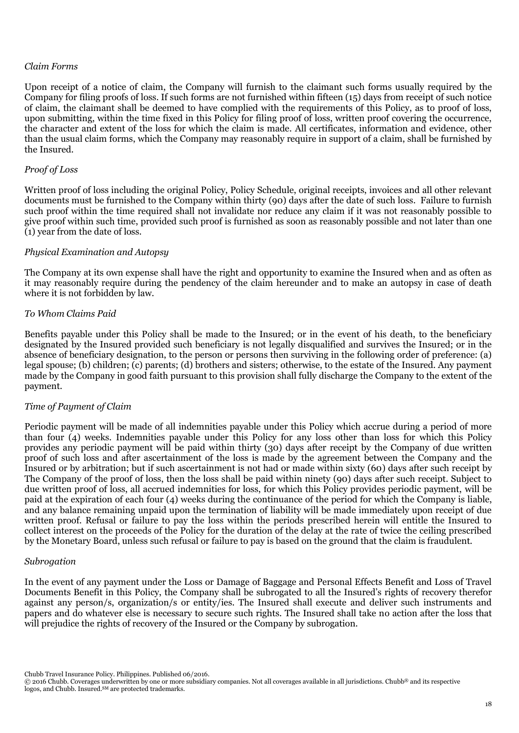*Claim Forms*

Upon receipt of a notice of claim, the Company will furnish to the claimant such forms usually required by the Company for filing proofs of loss. If such forms are not furnished within fifteen (15) days from receipt of such notice of claim, the claimant shall be deemed to have complied with the requirements of this Policy, as to proof of loss, upon submitting, within the time fixed in this Policy for filing proof of loss, written proof covering the occurrence, the character and extent of the loss for which the claim is made. All certificates, information and evidence, other than the usual claim forms, which the Company may reasonably require in support of a claim, shall be furnished by the Insured.

*Proof of Loss*

Written proof of loss including the original Policy, Policy Schedule, original receipts, invoices and all other relevant documents must be furnished to the Company within thirty (90) days after the date of such loss. Failure to furnish such proof within the time required shall not invalidate nor reduce any claim if it was not reasonably possible to give proof within such time, provided such proof is furnished as soon as reasonably possible and not later than one (1) year from the date of loss.

*Physical Examination and Autopsy*

The Company at its own expense shall have the right and opportunity to examine the Insured when and as often as it may reasonably require during the pendency of the claim hereunder and to make an autopsy in case of death where it is not forbidden by law.

*To Whom Claims Paid*

Benefits payable under this Policy shall be made to the Insured; or in the event of his death, to the beneficiary designated by the Insured provided such beneficiary is not legally disqualified and survives the Insured; or in the absence of beneficiary designation, to the person or persons then surviving in the following order of preference: (a) legal spouse; (b) children; (c) parents; (d) brothers and sisters; otherwise, to the estate of the Insured. Any payment made by the Company in good faith pursuant to this provision shall fully discharge the Company to the extent of the payment.

*Time of Payment of Claim*

Periodic payment will be made of all indemnities payable under this Policy which accrue during a period of more than four (4) weeks. Indemnities payable under this Policy for any loss other than loss for which this Policy provides any periodic payment will be paid within thirty (30) days after receipt by the Company of due written proof of such loss and after ascertainment of the loss is made by the agreement between the Company and the Insured or by arbitration; but if such ascertainment is not had or made within sixty (60) days after such receipt by The Company of the proof of loss, then the loss shall be paid within ninety (90) days after such receipt. Subject to due written proof of loss, all accrued indemnities for loss, for which this Policy provides periodic payment, will be paid at the expiration of each four (4) weeks during the continuance of the period for which the Company is liable, and any balance remaining unpaid upon the termination of liability will be made immediately upon receipt of due written proof. Refusal or failure to pay the loss within the periods prescribed herein will entitle the Insured to collect interest on the proceeds of the Policy for the duration of the delay at the rate of twice the ceiling prescribed by the Monetary Board, unless such refusal or failure to pay is based on the ground that the claim is fraudulent.

*Subrogation*

In the event of any payment under the Loss or Damage of Baggage and Personal Effects Benefit and Loss of Travel Documents Benefit in this Policy, the Company shall be subrogated to all the Insured's rights of recovery therefor against any person/s, organization/s or entity/ies. The Insured shall execute and deliver such instruments and papers and do whatever else is necessary to secure such rights. The Insured shall take no action after the loss that will prejudice the rights of recovery of the Insured or the Company by subrogation.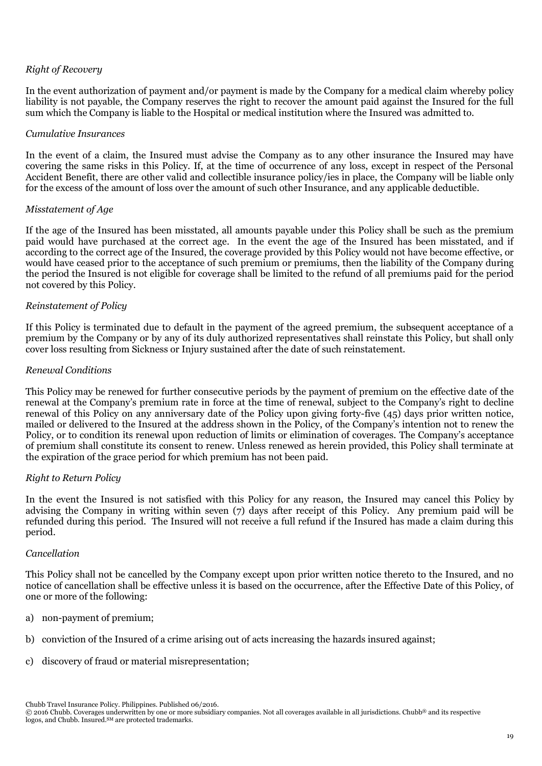*Right of Recovery*

In the event authorization of payment and/or payment is made by the Company for a medical claim whereby policy liability is not payable, the Company reserves the right to recover the amount paid against the Insured for the full sum which the Company is liable to the Hospital or medical institution where the Insured was admitted to.

*Cumulative Insurances*

In the event of a claim, the Insured must advise the Company as to any other insurance the Insured may have covering the same risks in this Policy. If, at the time of occurrence of any loss, except in respect of the Personal Accident Benefit, there are other valid and collectible insurance policy/ies in place, the Company will be liable only for the excess of the amount of loss over the amount of such other Insurance, and any applicable deductible.

*Misstatement of Age*

If the age of the Insured has been misstated, all amounts payable under this Policy shall be such as the premium paid would have purchased at the correct age. In the event the age of the Insured has been misstated, and if according to the correct age of the Insured, the coverage provided by this Policy would not have become effective, or would have ceased prior to the acceptance of such premium or premiums, then the liability of the Company during the period the Insured is not eligible for coverage shall be limited to the refund of all premiums paid for the period not covered by this Policy.

*Reinstatement of Policy*

If this Policy is terminated due to default in the payment of the agreed premium, the subsequent acceptance of a premium by the Company or by any of its duly authorized representatives shall reinstate this Policy, but shall only cover loss resulting from Sickness or Injury sustained after the date of such reinstatement.

*Renewal Conditions*

This Policy may be renewed for further consecutive periods by the payment of premium on the effective date of the renewal at the Company's premium rate in force at the time of renewal, subject to the Company's right to decline renewal of this Policy on any anniversary date of the Policy upon giving forty-five (45) days prior written notice, mailed or delivered to the Insured at the address shown in the Policy, of the Company's intention not to renew the Policy, or to condition its renewal upon reduction of limits or elimination of coverages. The Company's acceptance of premium shall constitute its consent to renew. Unless renewed as herein provided, this Policy shall terminate at the expiration of the grace period for which premium has not been paid.

*Right to Return Policy*

In the event the Insured is not satisfied with this Policy for any reason, the Insured may cancel this Policy by advising the Company in writing within seven (7) days after receipt of this Policy. Any premium paid will be refunded during this period. The Insured will not receive a full refund if the Insured has made a claim during this period.

*Cancellation*

This Policy shall not be cancelled by the Company except upon prior written notice thereto to the Insured, and no notice of cancellation shall be effective unless it is based on the occurrence, after the Effective Date of this Policy, of one or more of the following:

a) non-payment of premium;

b) conviction of the Insured of a crime arising out of acts increasing the hazards insured against;

c) discovery of fraud or material misrepresentation;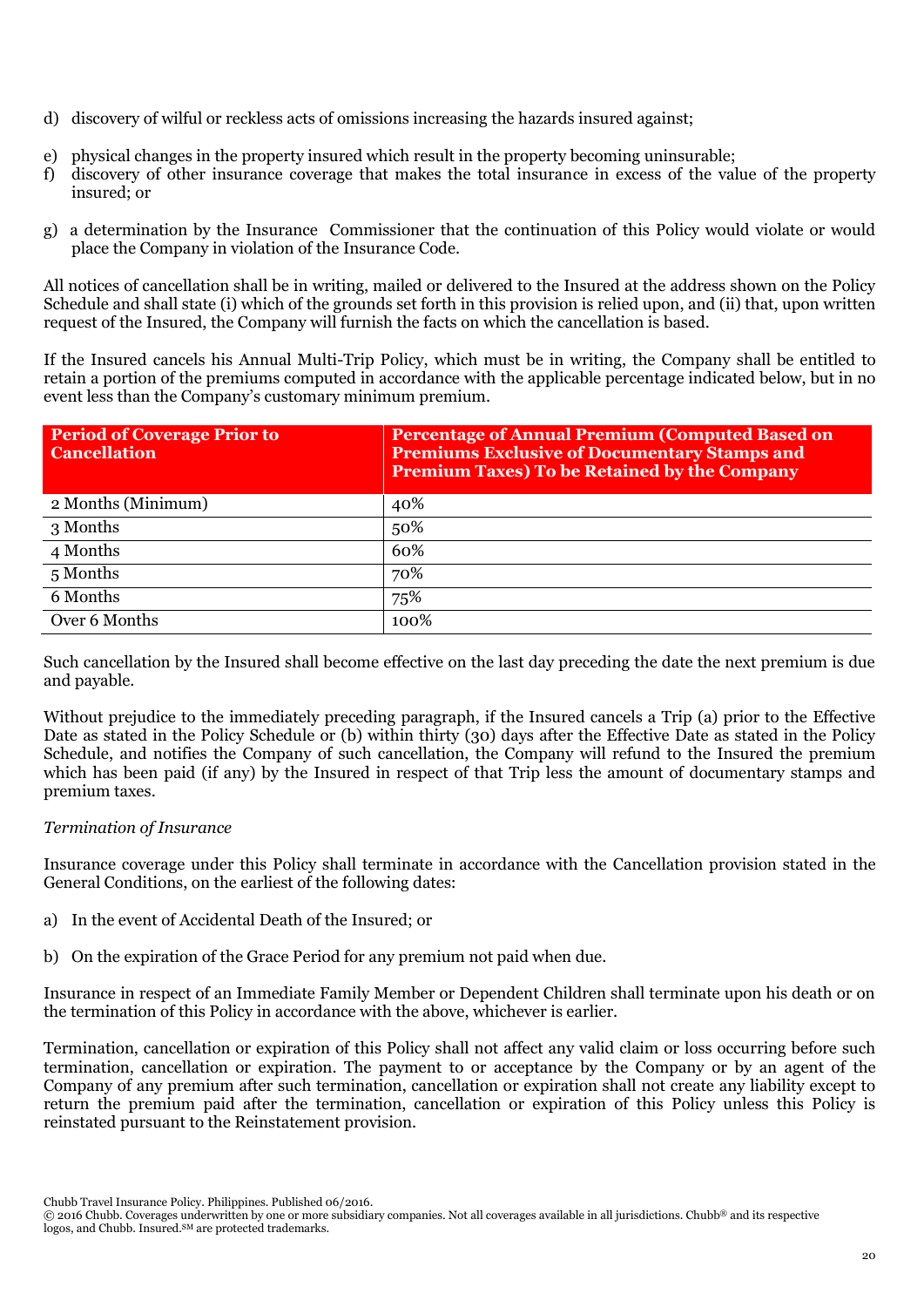d) discovery of wilful or reckless acts of omissions increasing the hazards insured against;

e) physical changes in the property insured which result in the property becoming uninsurable;

f) discovery of other insurance coverage that makes the total insurance in excess of the value of the property insured; or

g) a determination by the Insurance Commissioner that the continuation of this Policy would violate or would place the Company in violation of the Insurance Code.

All notices of cancellation shall be in writing, mailed or delivered to the Insured at the address shown on the Policy Schedule and shall state (i) which of the grounds set forth in this provision is relied upon, and (ii) that, upon written request of the Insured, the Company will furnish the facts on which the cancellation is based.

If the Insured cancels his Annual Multi-Trip Policy, which must be in writing, the Company shall be entitled to retain a portion of the premiums computed in accordance with the applicable percentage indicated below, but in no event less than the Company's customary minimum premium.

| Period of Coverage Prior to Cancellation | Percentage of Annual Premium (Computed Based on Premiums Exclusive of Documentary Stamps and Premium Taxes) To be Retained by the Company |
|---|---|
| 2 Months (Minimum) | 40% |
| 3 Months | 50% |
| 4 Months | 60% |
| 5 Months | 70% |
| 6 Months | 75% |
| Over 6 Months | 100% |

Such cancellation by the Insured shall become effective on the last day preceding the date the next premium is due and payable.

Without prejudice to the immediately preceding paragraph, if the Insured cancels a Trip (a) prior to the Effective Date as stated in the Policy Schedule or (b) within thirty (30) days after the Effective Date as stated in the Policy Schedule, and notifies the Company of such cancellation, the Company will refund to the Insured the premium which has been paid (if any) by the Insured in respect of that Trip less the amount of documentary stamps and premium taxes.

*Termination of Insurance*

Insurance coverage under this Policy shall terminate in accordance with the Cancellation provision stated in the General Conditions, on the earliest of the following dates:

a) In the event of Accidental Death of the Insured; or

b) On the expiration of the Grace Period for any premium not paid when due.

Insurance in respect of an Immediate Family Member or Dependent Children shall terminate upon his death or on the termination of this Policy in accordance with the above, whichever is earlier.

Termination, cancellation or expiration of this Policy shall not affect any valid claim or loss occurring before such termination, cancellation or expiration. The payment to or acceptance by the Company or by an agent of the Company of any premium after such termination, cancellation or expiration shall not create any liability except to return the premium paid after the termination, cancellation or expiration of this Policy unless this Policy is reinstated pursuant to the Reinstatement provision.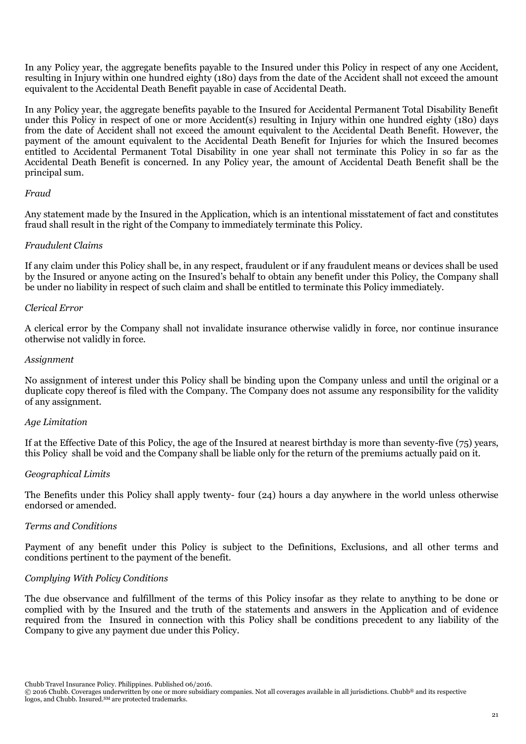In any Policy year, the aggregate benefits payable to the Insured under this Policy in respect of any one Accident, resulting in Injury within one hundred eighty (180) days from the date of the Accident shall not exceed the amount equivalent to the Accidental Death Benefit payable in case of Accidental Death.

In any Policy year, the aggregate benefits payable to the Insured for Accidental Permanent Total Disability Benefit under this Policy in respect of one or more Accident(s) resulting in Injury within one hundred eighty (180) days from the date of Accident shall not exceed the amount equivalent to the Accidental Death Benefit. However, the payment of the amount equivalent to the Accidental Death Benefit for Injuries for which the Insured becomes entitled to Accidental Permanent Total Disability in one year shall not terminate this Policy in so far as the Accidental Death Benefit is concerned. In any Policy year, the amount of Accidental Death Benefit shall be the principal sum.

*Fraud*

Any statement made by the Insured in the Application, which is an intentional misstatement of fact and constitutes fraud shall result in the right of the Company to immediately terminate this Policy.

*Fraudulent Claims*

If any claim under this Policy shall be, in any respect, fraudulent or if any fraudulent means or devices shall be used by the Insured or anyone acting on the Insured's behalf to obtain any benefit under this Policy, the Company shall be under no liability in respect of such claim and shall be entitled to terminate this Policy immediately.

*Clerical Error*

A clerical error by the Company shall not invalidate insurance otherwise validly in force, nor continue insurance otherwise not validly in force.

*Assignment*

No assignment of interest under this Policy shall be binding upon the Company unless and until the original or a duplicate copy thereof is filed with the Company. The Company does not assume any responsibility for the validity of any assignment.

*Age Limitation*

If at the Effective Date of this Policy, the age of the Insured at nearest birthday is more than seventy-five (75) years, this Policy shall be void and the Company shall be liable only for the return of the premiums actually paid on it.

*Geographical Limits*

The Benefits under this Policy shall apply twenty- four (24) hours a day anywhere in the world unless otherwise endorsed or amended.

*Terms and Conditions*

Payment of any benefit under this Policy is subject to the Definitions, Exclusions, and all other terms and conditions pertinent to the payment of the benefit.

*Complying With Policy Conditions*

The due observance and fulfillment of the terms of this Policy insofar as they relate to anything to be done or complied with by the Insured and the truth of the statements and answers in the Application and of evidence required from the Insured in connection with this Policy shall be conditions precedent to any liability of the Company to give any payment due under this Policy.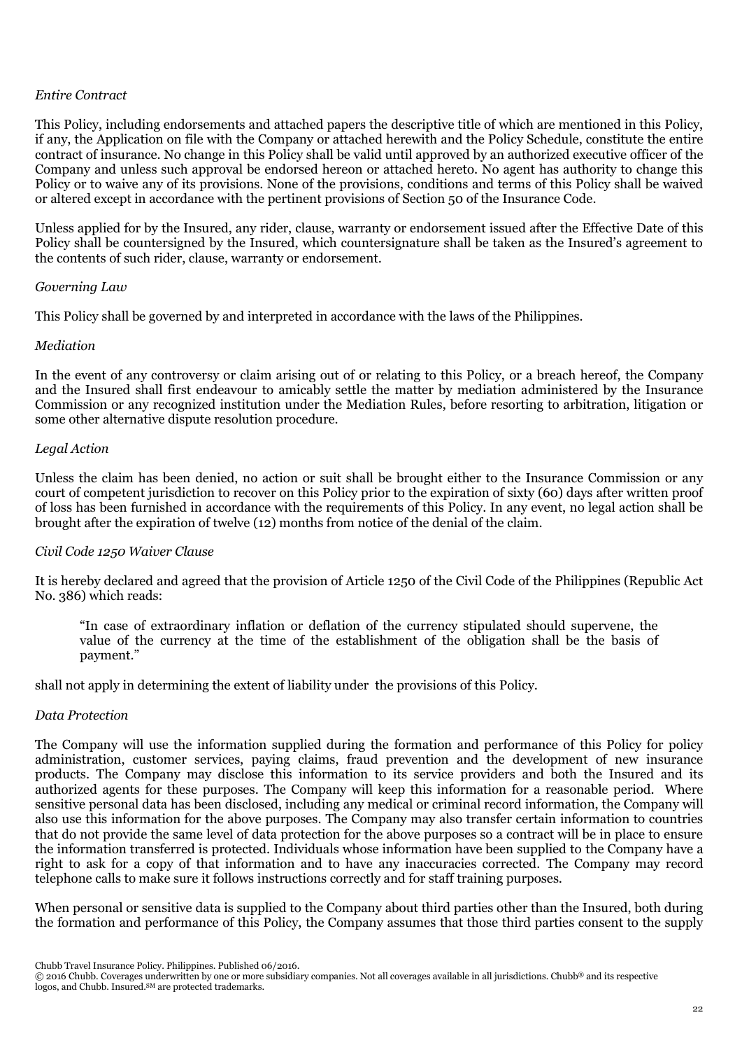*Entire Contract*

This Policy, including endorsements and attached papers the descriptive title of which are mentioned in this Policy, if any, the Application on file with the Company or attached herewith and the Policy Schedule, constitute the entire contract of insurance. No change in this Policy shall be valid until approved by an authorized executive officer of the Company and unless such approval be endorsed hereon or attached hereto. No agent has authority to change this Policy or to waive any of its provisions. None of the provisions, conditions and terms of this Policy shall be waived or altered except in accordance with the pertinent provisions of Section 50 of the Insurance Code.

Unless applied for by the Insured, any rider, clause, warranty or endorsement issued after the Effective Date of this Policy shall be countersigned by the Insured, which countersignature shall be taken as the Insured's agreement to the contents of such rider, clause, warranty or endorsement.

*Governing Law*

This Policy shall be governed by and interpreted in accordance with the laws of the Philippines.

*Mediation*

In the event of any controversy or claim arising out of or relating to this Policy, or a breach hereof, the Company and the Insured shall first endeavour to amicably settle the matter by mediation administered by the Insurance Commission or any recognized institution under the Mediation Rules, before resorting to arbitration, litigation or some other alternative dispute resolution procedure.

*Legal Action*

Unless the claim has been denied, no action or suit shall be brought either to the Insurance Commission or any court of competent jurisdiction to recover on this Policy prior to the expiration of sixty (60) days after written proof of loss has been furnished in accordance with the requirements of this Policy. In any event, no legal action shall be brought after the expiration of twelve (12) months from notice of the denial of the claim.

*Civil Code 1250 Waiver Clause*

It is hereby declared and agreed that the provision of Article 1250 of the Civil Code of the Philippines (Republic Act No. 386) which reads:

> "In case of extraordinary inflation or deflation of the currency stipulated should supervene, the value of the currency at the time of the establishment of the obligation shall be the basis of payment."

shall not apply in determining the extent of liability under the provisions of this Policy.

*Data Protection*

The Company will use the information supplied during the formation and performance of this Policy for policy administration, customer services, paying claims, fraud prevention and the development of new insurance products. The Company may disclose this information to its service providers and both the Insured and its authorized agents for these purposes. The Company will keep this information for a reasonable period. Where sensitive personal data has been disclosed, including any medical or criminal record information, the Company will also use this information for the above purposes. The Company may also transfer certain information to countries that do not provide the same level of data protection for the above purposes so a contract will be in place to ensure the information transferred is protected. Individuals whose information have been supplied to the Company have a right to ask for a copy of that information and to have any inaccuracies corrected. The Company may record telephone calls to make sure it follows instructions correctly and for staff training purposes.

When personal or sensitive data is supplied to the Company about third parties other than the Insured, both during the formation and performance of this Policy, the Company assumes that those third parties consent to the supply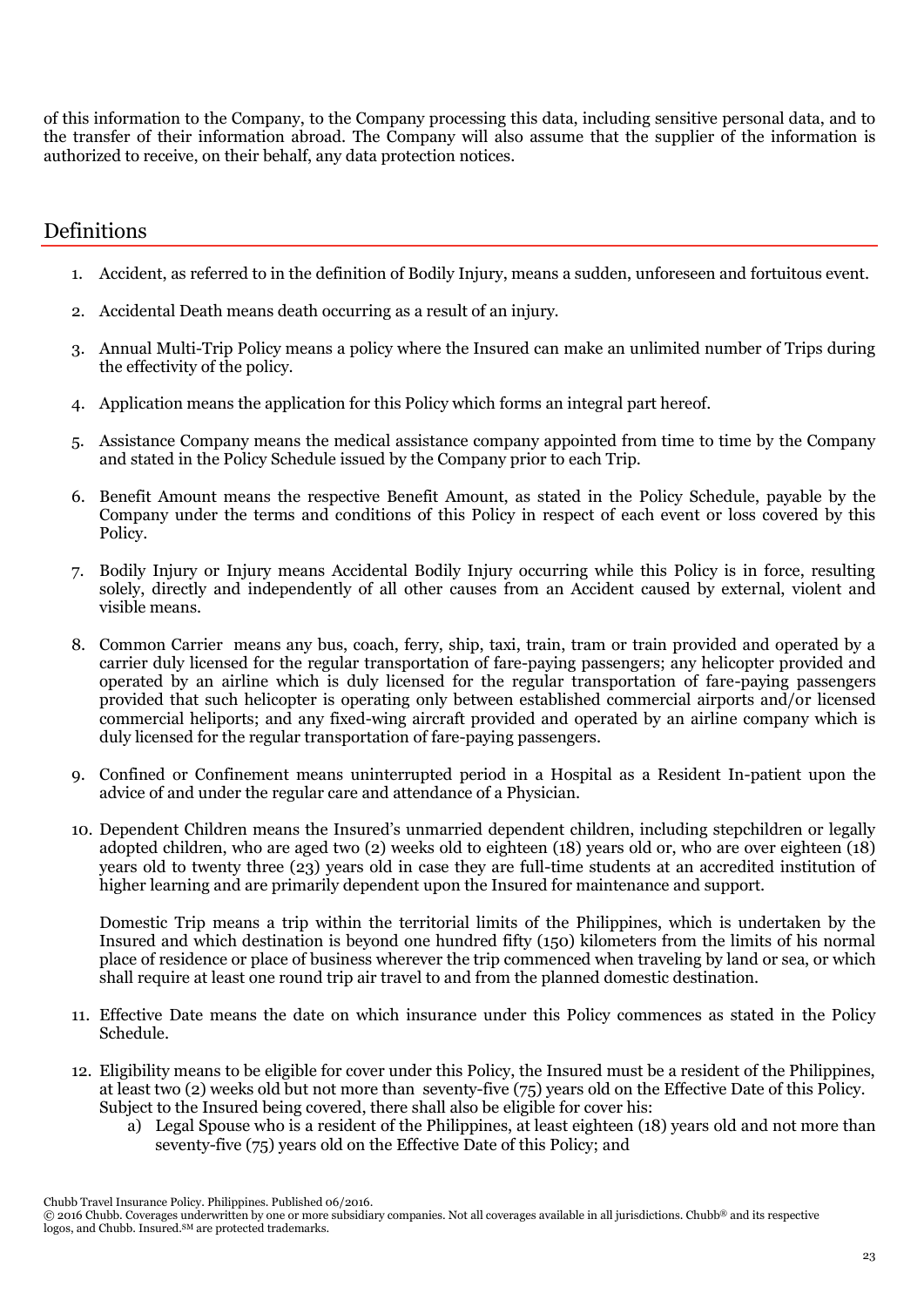of this information to the Company, to the Company processing this data, including sensitive personal data, and to the transfer of their information abroad. The Company will also assume that the supplier of the information is authorized to receive, on their behalf, any data protection notices.

## Definitions

1. Accident, as referred to in the definition of Bodily Injury, means a sudden, unforeseen and fortuitous event.

2. Accidental Death means death occurring as a result of an injury.

3. Annual Multi-Trip Policy means a policy where the Insured can make an unlimited number of Trips during the effectivity of the policy.

4. Application means the application for this Policy which forms an integral part hereof.

5. Assistance Company means the medical assistance company appointed from time to time by the Company and stated in the Policy Schedule issued by the Company prior to each Trip.

6. Benefit Amount means the respective Benefit Amount, as stated in the Policy Schedule, payable by the Company under the terms and conditions of this Policy in respect of each event or loss covered by this Policy.

7. Bodily Injury or Injury means Accidental Bodily Injury occurring while this Policy is in force, resulting solely, directly and independently of all other causes from an Accident caused by external, violent and visible means.

8. Common Carrier means any bus, coach, ferry, ship, taxi, train, tram or train provided and operated by a carrier duly licensed for the regular transportation of fare-paying passengers; any helicopter provided and operated by an airline which is duly licensed for the regular transportation of fare-paying passengers provided that such helicopter is operating only between established commercial airports and/or licensed commercial heliports; and any fixed-wing aircraft provided and operated by an airline company which is duly licensed for the regular transportation of fare-paying passengers.

9. Confined or Confinement means uninterrupted period in a Hospital as a Resident In-patient upon the advice of and under the regular care and attendance of a Physician.

10. Dependent Children means the Insured's unmarried dependent children, including stepchildren or legally adopted children, who are aged two (2) weeks old to eighteen (18) years old or, who are over eighteen (18) years old to twenty three (23) years old in case they are full-time students at an accredited institution of higher learning and are primarily dependent upon the Insured for maintenance and support.

   Domestic Trip means a trip within the territorial limits of the Philippines, which is undertaken by the Insured and which destination is beyond one hundred fifty (150) kilometers from the limits of his normal place of residence or place of business wherever the trip commenced when traveling by land or sea, or which shall require at least one round trip air travel to and from the planned domestic destination.

11. Effective Date means the date on which insurance under this Policy commences as stated in the Policy Schedule.

12. Eligibility means to be eligible for cover under this Policy, the Insured must be a resident of the Philippines, at least two (2) weeks old but not more than seventy-five (75) years old on the Effective Date of this Policy. Subject to the Insured being covered, there shall also be eligible for cover his:
    a) Legal Spouse who is a resident of the Philippines, at least eighteen (18) years old and not more than seventy-five (75) years old on the Effective Date of this Policy; and

Chubb Travel Insurance Policy. Philippines. Published 06/2016.
© 2016 Chubb. Coverages underwritten by one or more subsidiary companies. Not all coverages available in all jurisdictions. Chubb® and its respective logos, and Chubb. Insured.SM are protected trademarks.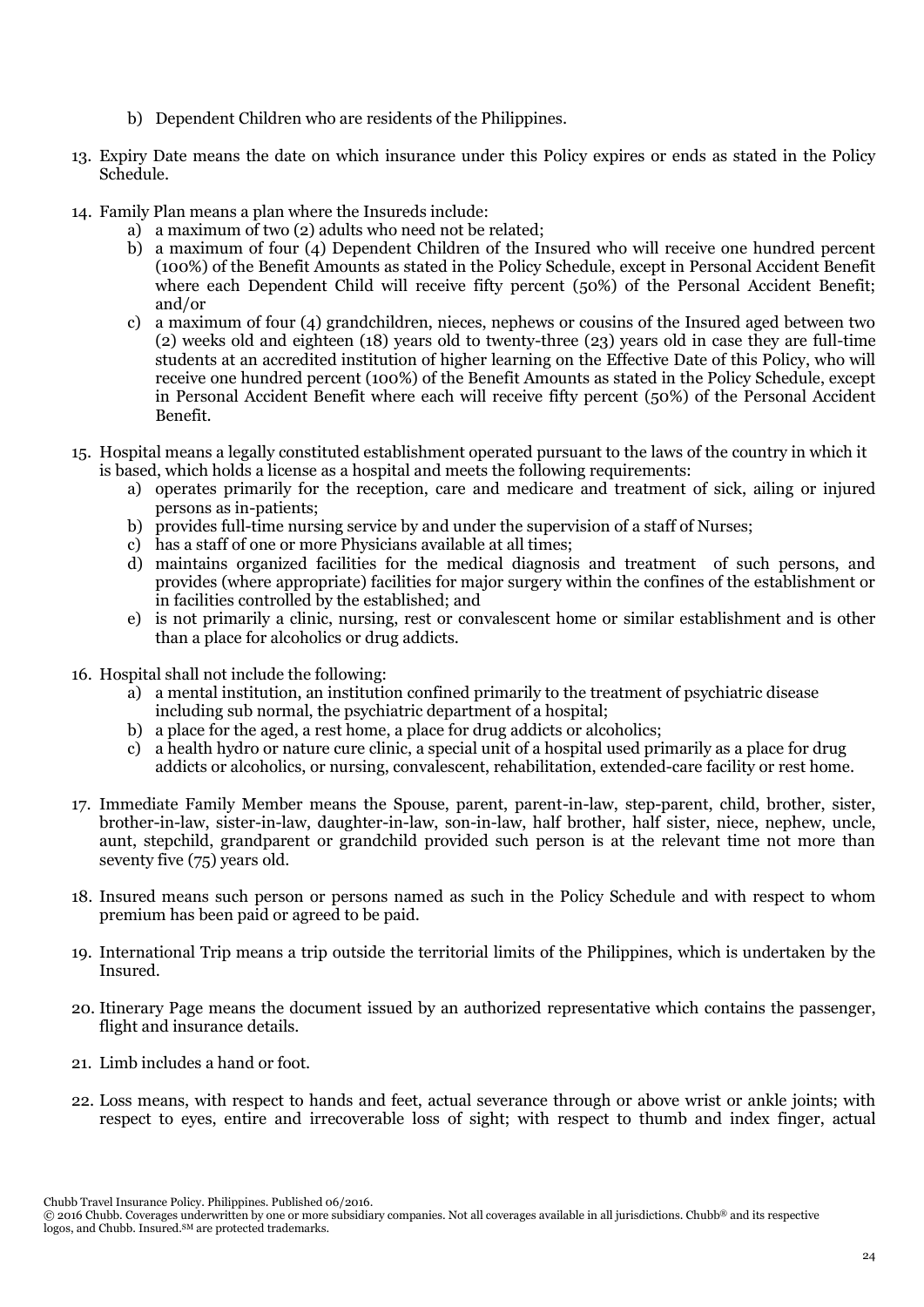b) Dependent Children who are residents of the Philippines.

13. Expiry Date means the date on which insurance under this Policy expires or ends as stated in the Policy Schedule.

14. Family Plan means a plan where the Insureds include:
    a) a maximum of two (2) adults who need not be related;
    b) a maximum of four (4) Dependent Children of the Insured who will receive one hundred percent (100%) of the Benefit Amounts as stated in the Policy Schedule, except in Personal Accident Benefit where each Dependent Child will receive fifty percent (50%) of the Personal Accident Benefit; and/or
    c) a maximum of four (4) grandchildren, nieces, nephews or cousins of the Insured aged between two (2) weeks old and eighteen (18) years old to twenty-three (23) years old in case they are full-time students at an accredited institution of higher learning on the Effective Date of this Policy, who will receive one hundred percent (100%) of the Benefit Amounts as stated in the Policy Schedule, except in Personal Accident Benefit where each will receive fifty percent (50%) of the Personal Accident Benefit.

15. Hospital means a legally constituted establishment operated pursuant to the laws of the country in which it is based, which holds a license as a hospital and meets the following requirements:
    a) operates primarily for the reception, care and medicare and treatment of sick, ailing or injured persons as in-patients;
    b) provides full-time nursing service by and under the supervision of a staff of Nurses;
    c) has a staff of one or more Physicians available at all times;
    d) maintains organized facilities for the medical diagnosis and treatment of such persons, and provides (where appropriate) facilities for major surgery within the confines of the establishment or in facilities controlled by the established; and
    e) is not primarily a clinic, nursing, rest or convalescent home or similar establishment and is other than a place for alcoholics or drug addicts.

16. Hospital shall not include the following:
    a) a mental institution, an institution confined primarily to the treatment of psychiatric disease including sub normal, the psychiatric department of a hospital;
    b) a place for the aged, a rest home, a place for drug addicts or alcoholics;
    c) a health hydro or nature cure clinic, a special unit of a hospital used primarily as a place for drug addicts or alcoholics, or nursing, convalescent, rehabilitation, extended-care facility or rest home.

17. Immediate Family Member means the Spouse, parent, parent-in-law, step-parent, child, brother, sister, brother-in-law, sister-in-law, daughter-in-law, son-in-law, half brother, half sister, niece, nephew, uncle, aunt, stepchild, grandparent or grandchild provided such person is at the relevant time not more than seventy five (75) years old.

18. Insured means such person or persons named as such in the Policy Schedule and with respect to whom premium has been paid or agreed to be paid.

19. International Trip means a trip outside the territorial limits of the Philippines, which is undertaken by the Insured.

20. Itinerary Page means the document issued by an authorized representative which contains the passenger, flight and insurance details.

21. Limb includes a hand or foot.

22. Loss means, with respect to hands and feet, actual severance through or above wrist or ankle joints; with respect to eyes, entire and irrecoverable loss of sight; with respect to thumb and index finger, actual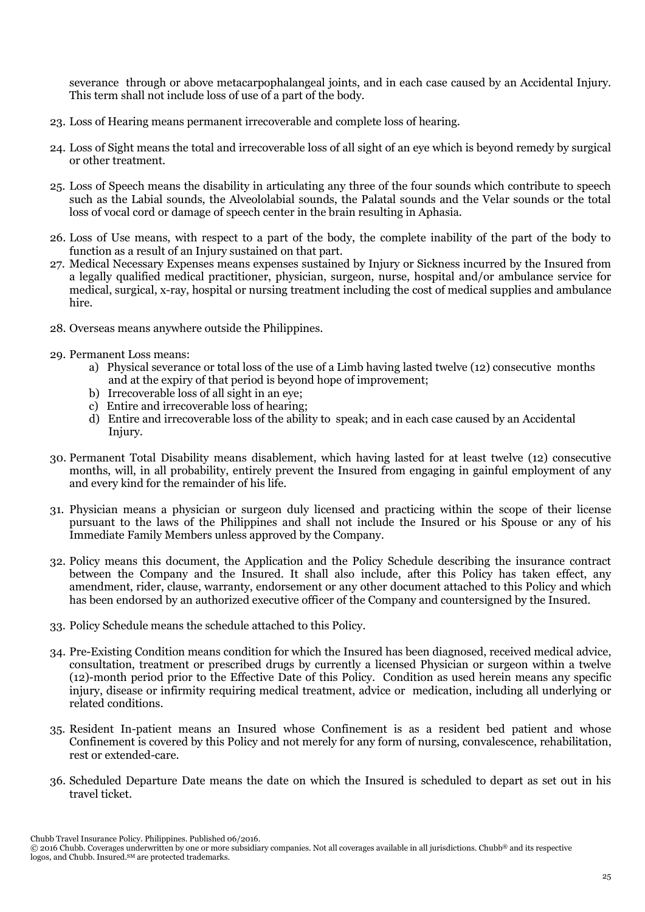severance through or above metacarpophalangeal joints, and in each case caused by an Accidental Injury. This term shall not include loss of use of a part of the body.

23. Loss of Hearing means permanent irrecoverable and complete loss of hearing.

24. Loss of Sight means the total and irrecoverable loss of all sight of an eye which is beyond remedy by surgical or other treatment.

25. Loss of Speech means the disability in articulating any three of the four sounds which contribute to speech such as the Labial sounds, the Alveololabial sounds, the Palatal sounds and the Velar sounds or the total loss of vocal cord or damage of speech center in the brain resulting in Aphasia.

26. Loss of Use means, with respect to a part of the body, the complete inability of the part of the body to function as a result of an Injury sustained on that part.

27. Medical Necessary Expenses means expenses sustained by Injury or Sickness incurred by the Insured from a legally qualified medical practitioner, physician, surgeon, nurse, hospital and/or ambulance service for medical, surgical, x-ray, hospital or nursing treatment including the cost of medical supplies and ambulance hire.

28. Overseas means anywhere outside the Philippines.

29. Permanent Loss means:
    a) Physical severance or total loss of the use of a Limb having lasted twelve (12) consecutive months and at the expiry of that period is beyond hope of improvement;
    b) Irrecoverable loss of all sight in an eye;
    c) Entire and irrecoverable loss of hearing;
    d) Entire and irrecoverable loss of the ability to speak; and in each case caused by an Accidental Injury.

30. Permanent Total Disability means disablement, which having lasted for at least twelve (12) consecutive months, will, in all probability, entirely prevent the Insured from engaging in gainful employment of any and every kind for the remainder of his life.

31. Physician means a physician or surgeon duly licensed and practicing within the scope of their license pursuant to the laws of the Philippines and shall not include the Insured or his Spouse or any of his Immediate Family Members unless approved by the Company.

32. Policy means this document, the Application and the Policy Schedule describing the insurance contract between the Company and the Insured. It shall also include, after this Policy has taken effect, any amendment, rider, clause, warranty, endorsement or any other document attached to this Policy and which has been endorsed by an authorized executive officer of the Company and countersigned by the Insured.

33. Policy Schedule means the schedule attached to this Policy.

34. Pre-Existing Condition means condition for which the Insured has been diagnosed, received medical advice, consultation, treatment or prescribed drugs by currently a licensed Physician or surgeon within a twelve (12)-month period prior to the Effective Date of this Policy. Condition as used herein means any specific injury, disease or infirmity requiring medical treatment, advice or medication, including all underlying or related conditions.

35. Resident In-patient means an Insured whose Confinement is as a resident bed patient and whose Confinement is covered by this Policy and not merely for any form of nursing, convalescence, rehabilitation, rest or extended-care.

36. Scheduled Departure Date means the date on which the Insured is scheduled to depart as set out in his travel ticket.

Chubb Travel Insurance Policy. Philippines. Published 06/2016.
© 2016 Chubb. Coverages underwritten by one or more subsidiary companies. Not all coverages available in all jurisdictions. Chubb® and its respective logos, and Chubb. Insured.SM are protected trademarks.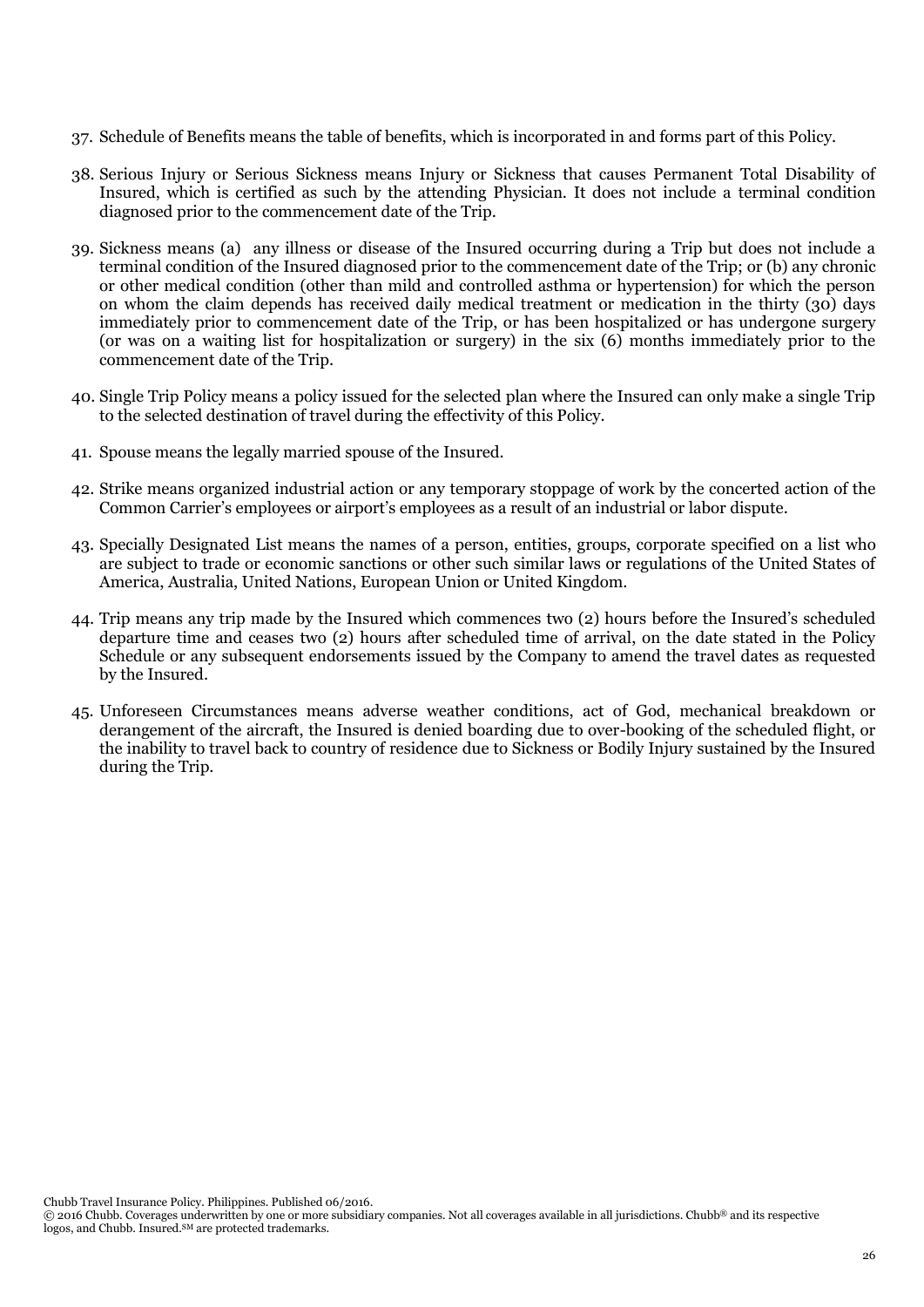37. Schedule of Benefits means the table of benefits, which is incorporated in and forms part of this Policy.

38. Serious Injury or Serious Sickness means Injury or Sickness that causes Permanent Total Disability of Insured, which is certified as such by the attending Physician. It does not include a terminal condition diagnosed prior to the commencement date of the Trip.

39. Sickness means (a) any illness or disease of the Insured occurring during a Trip but does not include a terminal condition of the Insured diagnosed prior to the commencement date of the Trip; or (b) any chronic or other medical condition (other than mild and controlled asthma or hypertension) for which the person on whom the claim depends has received daily medical treatment or medication in the thirty (30) days immediately prior to commencement date of the Trip, or has been hospitalized or has undergone surgery (or was on a waiting list for hospitalization or surgery) in the six (6) months immediately prior to the commencement date of the Trip.

40. Single Trip Policy means a policy issued for the selected plan where the Insured can only make a single Trip to the selected destination of travel during the effectivity of this Policy.

41. Spouse means the legally married spouse of the Insured.

42. Strike means organized industrial action or any temporary stoppage of work by the concerted action of the Common Carrier's employees or airport's employees as a result of an industrial or labor dispute.

43. Specially Designated List means the names of a person, entities, groups, corporate specified on a list who are subject to trade or economic sanctions or other such similar laws or regulations of the United States of America, Australia, United Nations, European Union or United Kingdom.

44. Trip means any trip made by the Insured which commences two (2) hours before the Insured's scheduled departure time and ceases two (2) hours after scheduled time of arrival, on the date stated in the Policy Schedule or any subsequent endorsements issued by the Company to amend the travel dates as requested by the Insured.

45. Unforeseen Circumstances means adverse weather conditions, act of God, mechanical breakdown or derangement of the aircraft, the Insured is denied boarding due to over-booking of the scheduled flight, or the inability to travel back to country of residence due to Sickness or Bodily Injury sustained by the Insured during the Trip.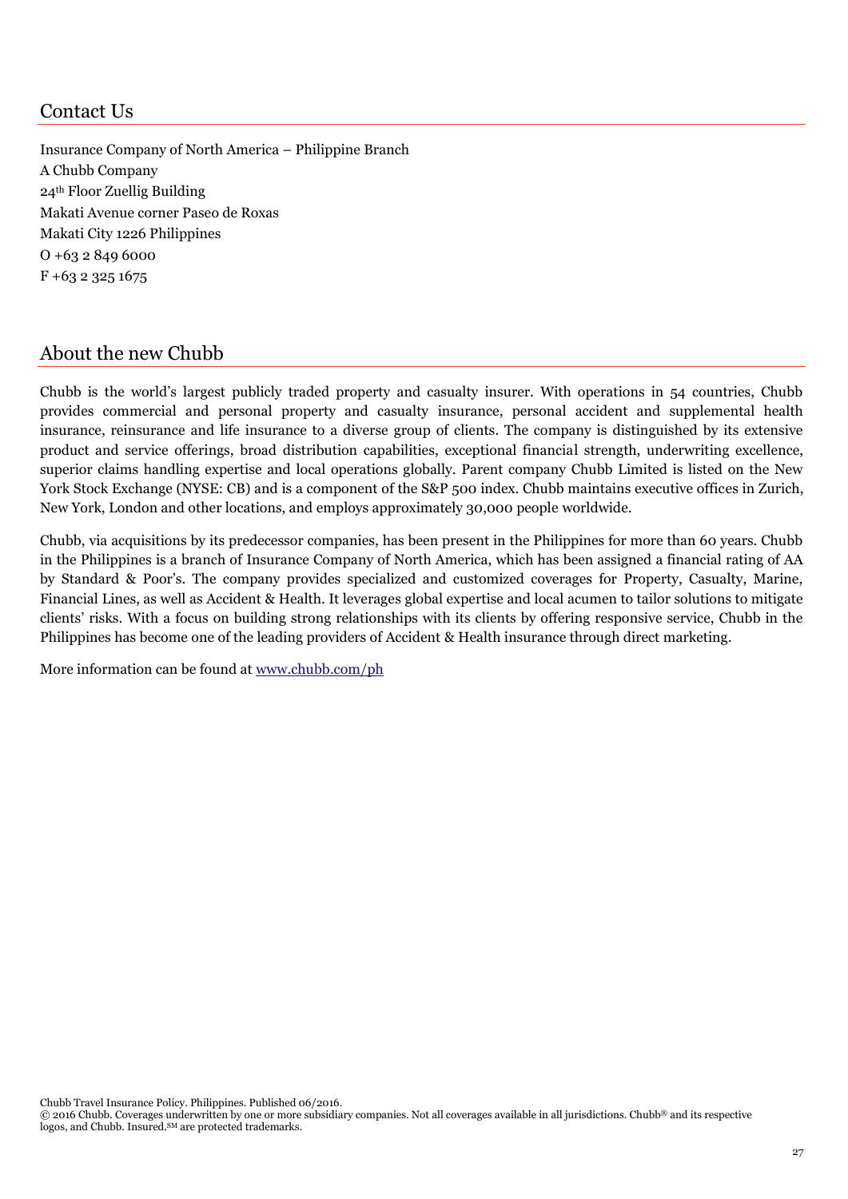## Contact Us

Insurance Company of North America – Philippine Branch
A Chubb Company
24th Floor Zuellig Building
Makati Avenue corner Paseo de Roxas
Makati City 1226 Philippines
O +63 2 849 6000
F +63 2 325 1675

## About the new Chubb

Chubb is the world's largest publicly traded property and casualty insurer. With operations in 54 countries, Chubb provides commercial and personal property and casualty insurance, personal accident and supplemental health insurance, reinsurance and life insurance to a diverse group of clients. The company is distinguished by its extensive product and service offerings, broad distribution capabilities, exceptional financial strength, underwriting excellence, superior claims handling expertise and local operations globally. Parent company Chubb Limited is listed on the New York Stock Exchange (NYSE: CB) and is a component of the S&P 500 index. Chubb maintains executive offices in Zurich, New York, London and other locations, and employs approximately 30,000 people worldwide.

Chubb, via acquisitions by its predecessor companies, has been present in the Philippines for more than 60 years. Chubb in the Philippines is a branch of Insurance Company of North America, which has been assigned a financial rating of AA by Standard & Poor's. The company provides specialized and customized coverages for Property, Casualty, Marine, Financial Lines, as well as Accident & Health. It leverages global expertise and local acumen to tailor solutions to mitigate clients' risks. With a focus on building strong relationships with its clients by offering responsive service, Chubb in the Philippines has become one of the leading providers of Accident & Health insurance through direct marketing.

More information can be found at [www.chubb.com/ph](http://www.chubb.com/ph)

Chubb Travel Insurance Policy. Philippines. Published 06/2016.
© 2016 Chubb. Coverages underwritten by one or more subsidiary companies. Not all coverages available in all jurisdictions. Chubb® and its respective logos, and Chubb. Insured.SM are protected trademarks.